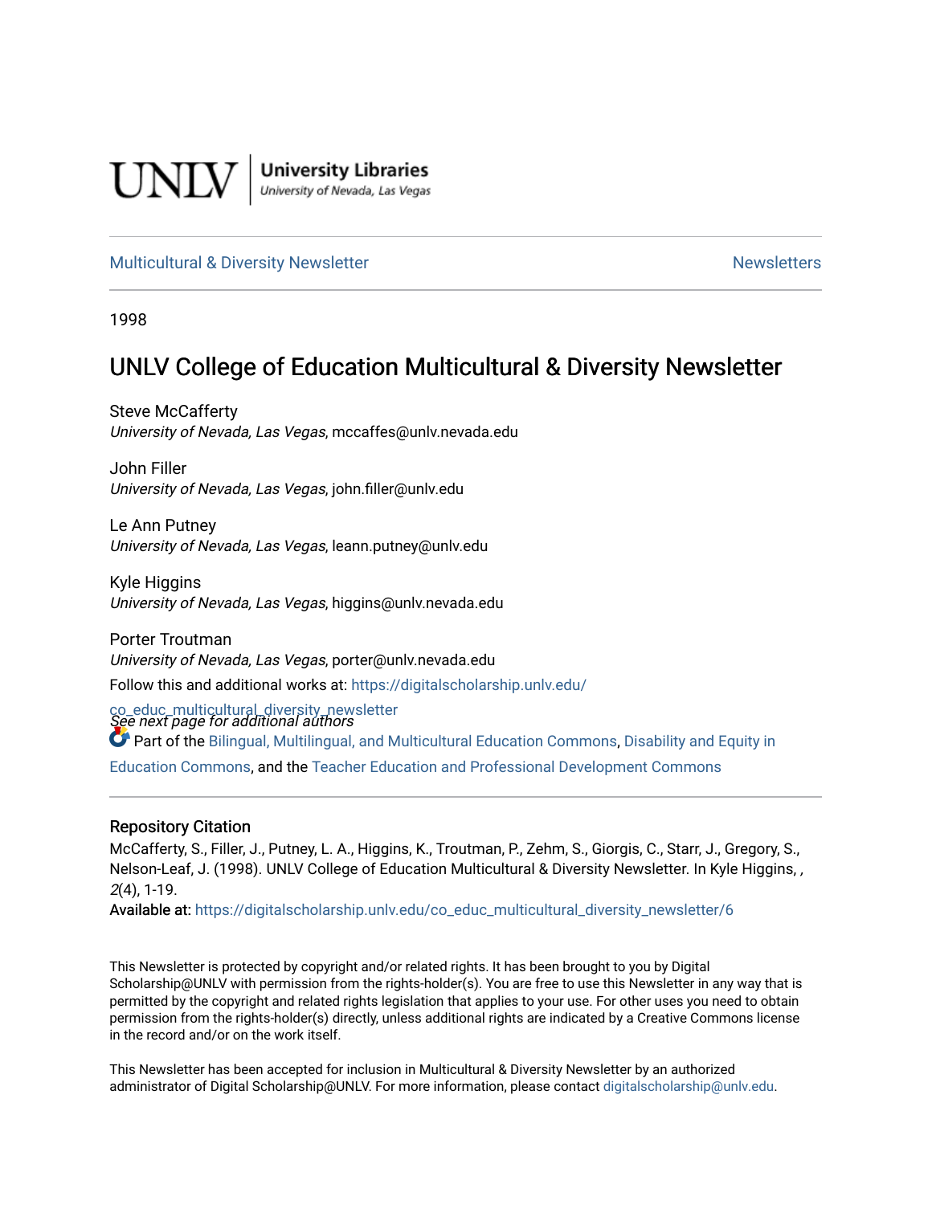UNLV | University Libraries
University of Nevada, Las Vegas

Multicultural & Diversity Newsletter | Newsletters

1998

# UNLV College of Education Multicultural & Diversity Newsletter

Steve McCafferty
*University of Nevada, Las Vegas*, mccaffes@unlv.nevada.edu

John Filler
*University of Nevada, Las Vegas*, john.filler@unlv.edu

Le Ann Putney
*University of Nevada, Las Vegas*, leann.putney@unlv.edu

Kyle Higgins
*University of Nevada, Las Vegas*, higgins@unlv.nevada.edu

Porter Troutman
*University of Nevada, Las Vegas*, porter@unlv.nevada.edu

*See next page for additional authors*

Follow this and additional works at: https://digitalscholarship.unlv.edu/co_educ_multicultural_diversity_newsletter

Part of the Bilingual, Multilingual, and Multicultural Education Commons, Disability and Equity in Education Commons, and the Teacher Education and Professional Development Commons

## Repository Citation

McCafferty, S., Filler, J., Putney, L. A., Higgins, K., Troutman, P., Zehm, S., Giorgis, C., Starr, J., Gregory, S., Nelson-Leaf, J. (1998). UNLV College of Education Multicultural & Diversity Newsletter. In Kyle Higgins, , *2*(4), 1-19.

**Available at:** https://digitalscholarship.unlv.edu/co_educ_multicultural_diversity_newsletter/6

This Newsletter is protected by copyright and/or related rights. It has been brought to you by Digital Scholarship@UNLV with permission from the rights-holder(s). You are free to use this Newsletter in any way that is permitted by the copyright and related rights legislation that applies to your use. For other uses you need to obtain permission from the rights-holder(s) directly, unless additional rights are indicated by a Creative Commons license in the record and/or on the work itself.

This Newsletter has been accepted for inclusion in Multicultural & Diversity Newsletter by an authorized administrator of Digital Scholarship@UNLV. For more information, please contact digitalscholarship@unlv.edu.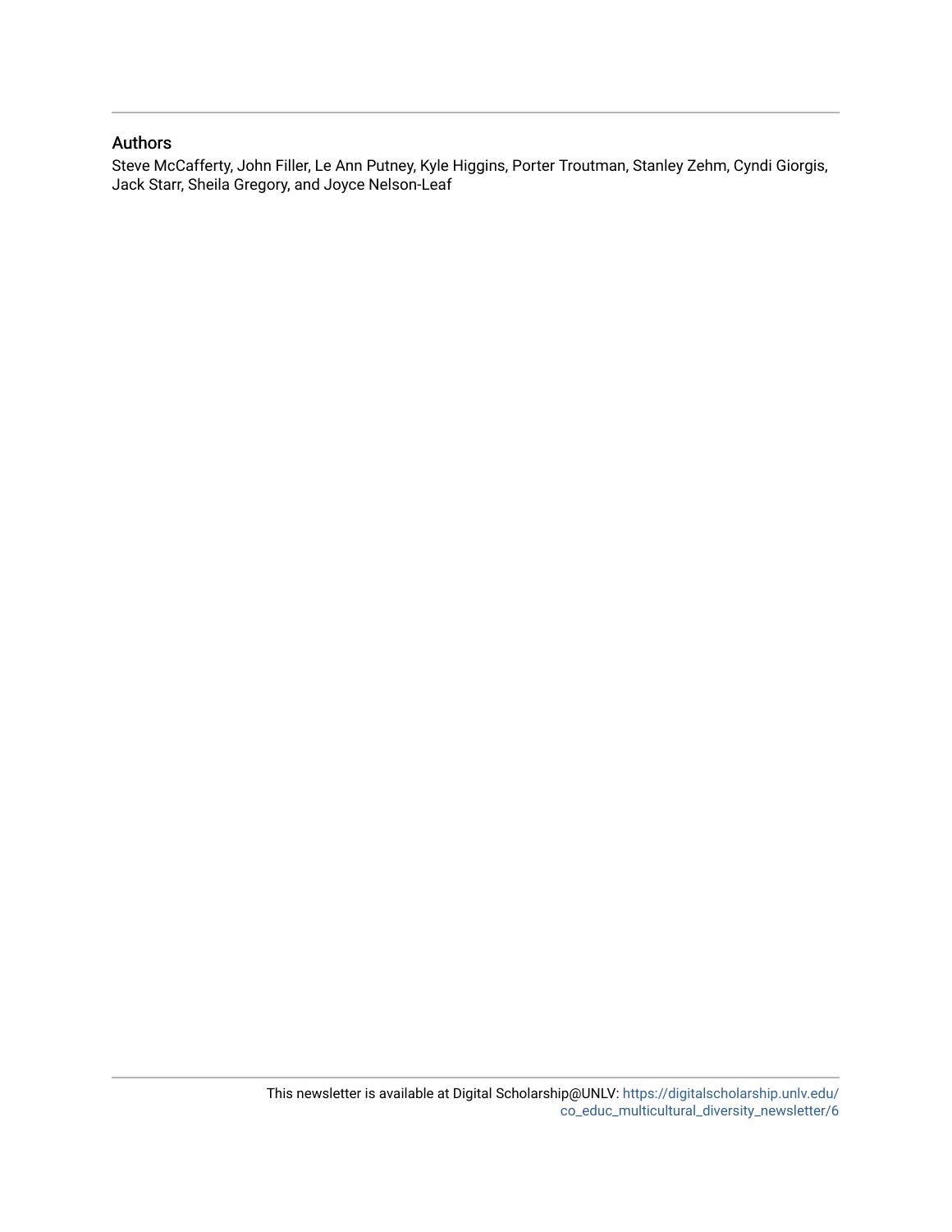## Authors

Steve McCafferty, John Filler, Le Ann Putney, Kyle Higgins, Porter Troutman, Stanley Zehm, Cyndi Giorgis, Jack Starr, Sheila Gregory, and Joyce Nelson-Leaf

This newsletter is available at Digital Scholarship@UNLV: https://digitalscholarship.unlv.edu/co_educ_multicultural_diversity_newsletter/6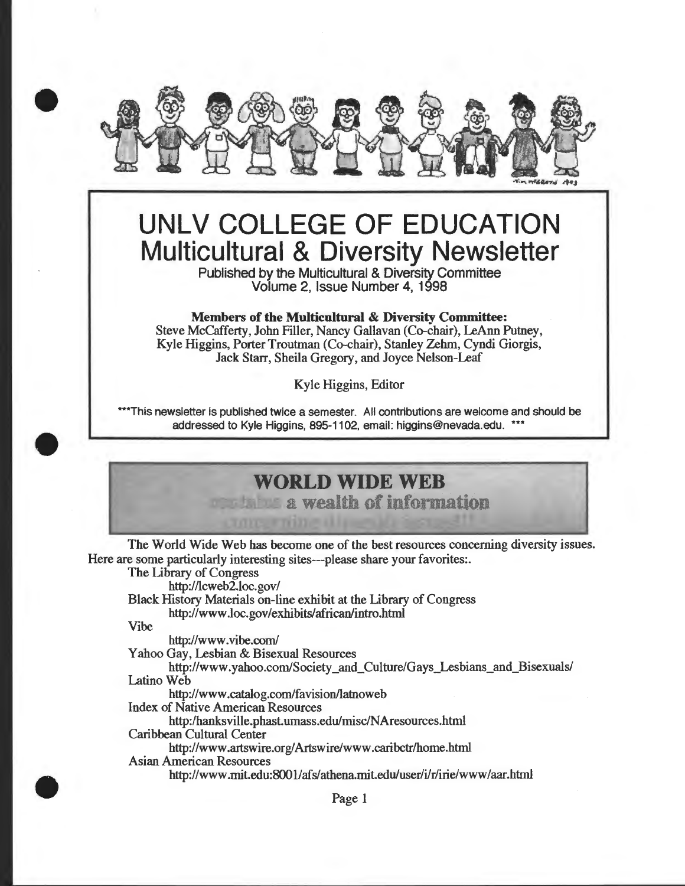# UNLV COLLEGE OF EDUCATION
## Multicultural & Diversity Newsletter

Published by the Multicultural & Diversity Committee
Volume 2, Issue Number 4, 1998

**Members of the Multicultural & Diversity Committee:**
Steve McCafferty, John Filler, Nancy Gallavan (Co-chair), LeAnn Putney, Kyle Higgins, Porter Troutman (Co-chair), Stanley Zehm, Cyndi Giorgis, Jack Starr, Sheila Gregory, and Joyce Nelson-Leaf

Kyle Higgins, Editor

***This newsletter is published twice a semester. All contributions are welcome and should be addressed to Kyle Higgins, 895-1102, email: higgins@nevada.edu. ***

## WORLD WIDE WEB
### contains a wealth of information concerning diversity issues!!

The World Wide Web has become one of the best resources concerning diversity issues. Here are some particularly interesting sites---please share your favorites:.

- The Library of Congress
  - http://lcweb2.loc.gov/
- Black History Materials on-line exhibit at the Library of Congress
  - http://www.loc.gov/exhibits/african/intro.html
- Vibe
  - http://www.vibe.com/
- Yahoo Gay, Lesbian & Bisexual Resources
  - http://www.yahoo.com/Society_and_Culture/Gays_Lesbians_and_Bisexuals/
- Latino Web
  - http://www.catalog.com/favision/latnoweb
- Index of Native American Resources
  - http:/hanksville.phast.umass.edu/misc/NAresources.html
- Caribbean Cultural Center
  - http://www.artswire.org/Artswire/www.caribctr/home.html
- Asian American Resources
  - http://www.mit.edu:8001/afs/athena.mit.edu/user/i/r/irie/www/aar.html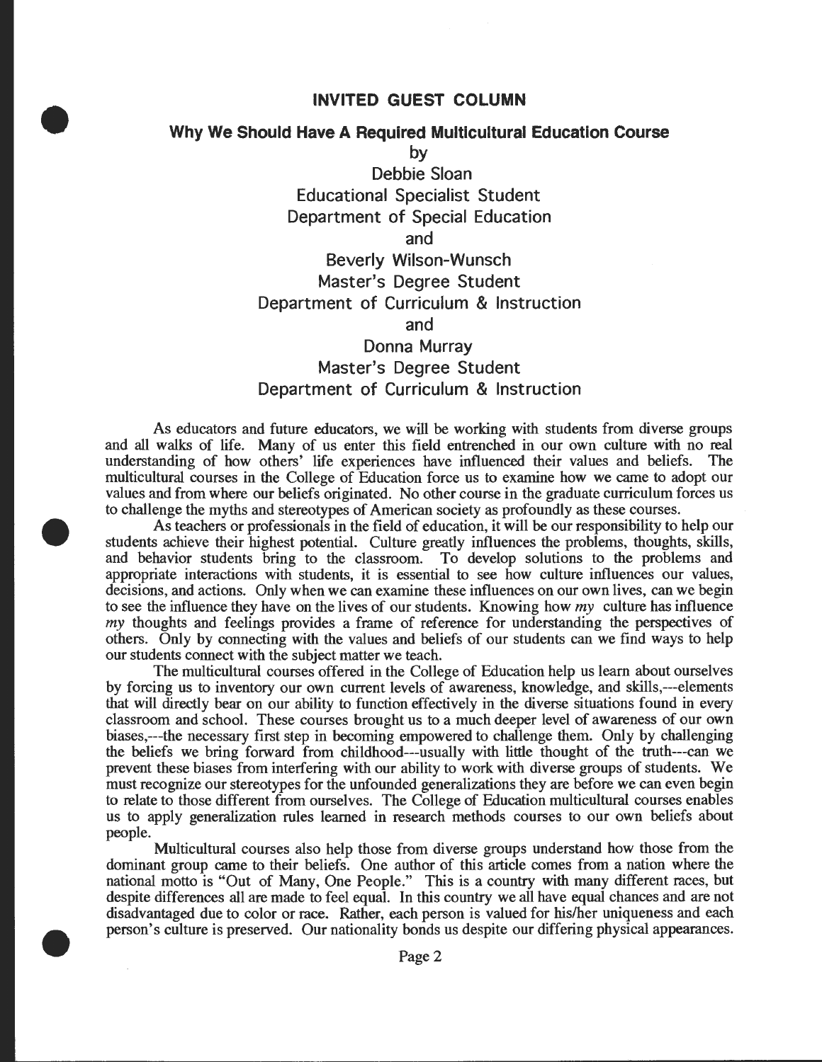## INVITED GUEST COLUMN

### Why We Should Have A Required Multicultural Education Course

by

Debbie Sloan
Educational Specialist Student
Department of Special Education

and

Beverly Wilson-Wunsch
Master's Degree Student
Department of Curriculum & Instruction

and

Donna Murray
Master's Degree Student
Department of Curriculum & Instruction

As educators and future educators, we will be working with students from diverse groups and all walks of life. Many of us enter this field entrenched in our own culture with no real understanding of how others' life experiences have influenced their values and beliefs. The multicultural courses in the College of Education force us to examine how we came to adopt our values and from where our beliefs originated. No other course in the graduate curriculum forces us to challenge the myths and stereotypes of American society as profoundly as these courses.

As teachers or professionals in the field of education, it will be our responsibility to help our students achieve their highest potential. Culture greatly influences the problems, thoughts, skills, and behavior students bring to the classroom. To develop solutions to the problems and appropriate interactions with students, it is essential to see how culture influences our values, decisions, and actions. Only when we can examine these influences on our own lives, can we begin to see the influence they have on the lives of our students. Knowing how *my* culture has influence *my* thoughts and feelings provides a frame of reference for understanding the perspectives of others. Only by connecting with the values and beliefs of our students can we find ways to help our students connect with the subject matter we teach.

The multicultural courses offered in the College of Education help us learn about ourselves by forcing us to inventory our own current levels of awareness, knowledge, and skills,---elements that will directly bear on our ability to function effectively in the diverse situations found in every classroom and school. These courses brought us to a much deeper level of awareness of our own biases,---the necessary first step in becoming empowered to challenge them. Only by challenging the beliefs we bring forward from childhood---usually with little thought of the truth---can we prevent these biases from interfering with our ability to work with diverse groups of students. We must recognize our stereotypes for the unfounded generalizations they are before we can even begin to relate to those different from ourselves. The College of Education multicultural courses enables us to apply generalization rules learned in research methods courses to our own beliefs about people.

Multicultural courses also help those from diverse groups understand how those from the dominant group came to their beliefs. One author of this article comes from a nation where the national motto is "Out of Many, One People." This is a country with many different races, but despite differences all are made to feel equal. In this country we all have equal chances and are not disadvantaged due to color or race. Rather, each person is valued for his/her uniqueness and each person's culture is preserved. Our nationality bonds us despite our differing physical appearances.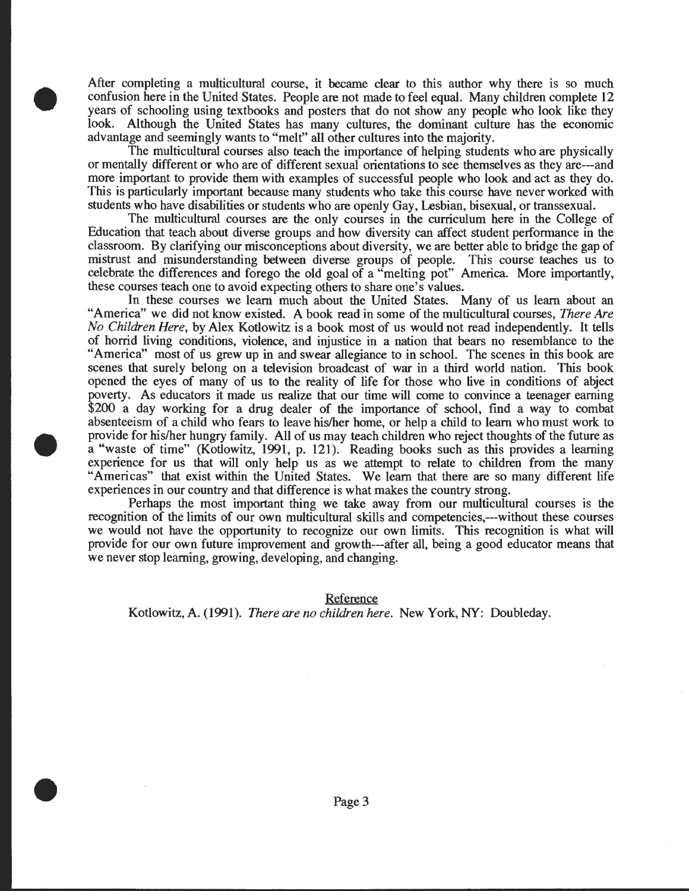After completing a multicultural course, it became clear to this author why there is so much confusion here in the United States. People are not made to feel equal. Many children complete 12 years of schooling using textbooks and posters that do not show any people who look like they look. Although the United States has many cultures, the dominant culture has the economic advantage and seemingly wants to "melt" all other cultures into the majority.

The multicultural courses also teach the importance of helping students who are physically or mentally different or who are of different sexual orientations to see themselves as they are---and more important to provide them with examples of successful people who look and act as they do. This is particularly important because many students who take this course have never worked with students who have disabilities or students who are openly Gay, Lesbian, bisexual, or transsexual.

The multicultural courses are the only courses in the curriculum here in the College of Education that teach about diverse groups and how diversity can affect student performance in the classroom. By clarifying our misconceptions about diversity, we are better able to bridge the gap of mistrust and misunderstanding between diverse groups of people. This course teaches us to celebrate the differences and forego the old goal of a "melting pot" America. More importantly, these courses teach one to avoid expecting others to share one's values.

In these courses we learn much about the United States. Many of us learn about an "America" we did not know existed. A book read in some of the multicultural courses, *There Are No Children Here*, by Alex Kotlowitz is a book most of us would not read independently. It tells of horrid living conditions, violence, and injustice in a nation that bears no resemblance to the "America" most of us grew up in and swear allegiance to in school. The scenes in this book are scenes that surely belong on a television broadcast of war in a third world nation. This book opened the eyes of many of us to the reality of life for those who live in conditions of abject poverty. As educators it made us realize that our time will come to convince a teenager earning $200 a day working for a drug dealer of the importance of school, find a way to combat absenteeism of a child who fears to leave his/her home, or help a child to learn who must work to provide for his/her hungry family. All of us may teach children who reject thoughts of the future as a "waste of time" (Kotlowitz, 1991, p. 121). Reading books such as this provides a learning experience for us that will only help us as we attempt to relate to children from the many "Americas" that exist within the United States. We learn that there are so many different life experiences in our country and that difference is what makes the country strong.

Perhaps the most important thing we take away from our multicultural courses is the recognition of the limits of our own multicultural skills and competencies,---without these courses we would not have the opportunity to recognize our own limits. This recognition is what will provide for our own future improvement and growth---after all, being a good educator means that we never stop learning, growing, developing, and changing.

## Reference

Kotlowitz, A. (1991). *There are no children here*. New York, NY: Doubleday.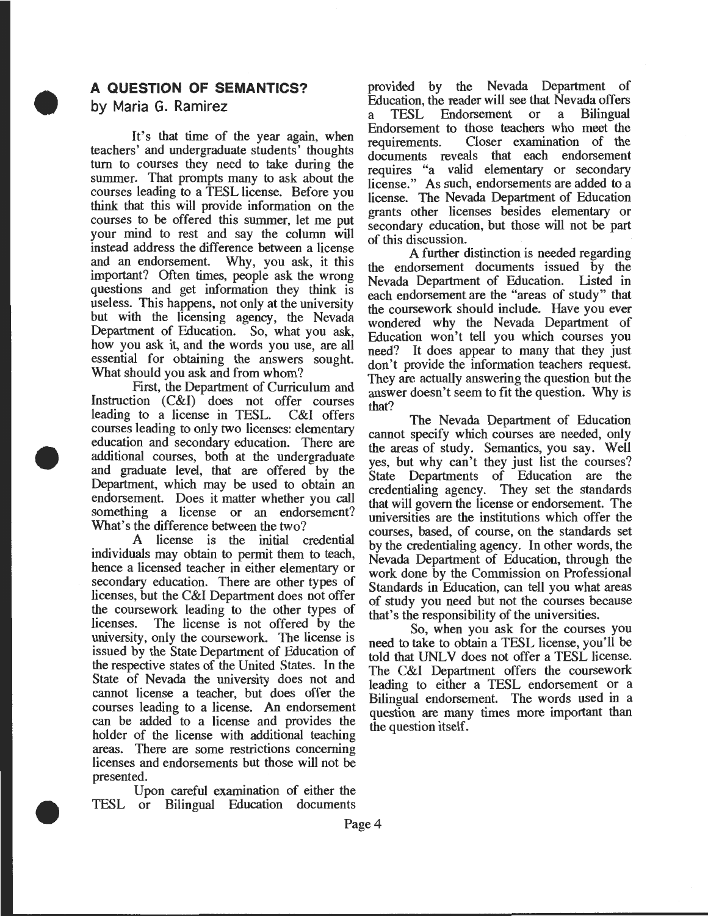## A QUESTION OF SEMANTICS?

by Maria G. Ramirez

It's that time of the year again, when teachers' and undergraduate students' thoughts turn to courses they need to take during the summer. That prompts many to ask about the courses leading to a TESL license. Before you think that this will provide information on the courses to be offered this summer, let me put your mind to rest and say the column will instead address the difference between a license and an endorsement. Why, you ask, it this important? Often times, people ask the wrong questions and get information they think is useless. This happens, not only at the university but with the licensing agency, the Nevada Department of Education. So, what you ask, how you ask it, and the words you use, are all essential for obtaining the answers sought. What should you ask and from whom?

First, the Department of Curriculum and Instruction (C&I) does not offer courses leading to a license in TESL. C&I offers courses leading to only two licenses: elementary education and secondary education. There are additional courses, both at the undergraduate and graduate level, that are offered by the Department, which may be used to obtain an endorsement. Does it matter whether you call something a license or an endorsement? What's the difference between the two?

A license is the initial credential individuals may obtain to permit them to teach, hence a licensed teacher in either elementary or secondary education. There are other types of licenses, but the C&I Department does not offer the coursework leading to the other types of licenses. The license is not offered by the university, only the coursework. The license is issued by the State Department of Education of the respective states of the United States. In the State of Nevada the university does not and cannot license a teacher, but does offer the courses leading to a license. An endorsement can be added to a license and provides the holder of the license with additional teaching areas. There are some restrictions concerning licenses and endorsements but those will not be presented.

Upon careful examination of either the TESL or Bilingual Education documents provided by the Nevada Department of Education, the reader will see that Nevada offers a TESL Endorsement or a Bilingual Endorsement to those teachers who meet the requirements. Closer examination of the documents reveals that each endorsement requires "a valid elementary or secondary license." As such, endorsements are added to a license. The Nevada Department of Education grants other licenses besides elementary or secondary education, but those will not be part of this discussion.

A further distinction is needed regarding the endorsement documents issued by the Nevada Department of Education. Listed in each endorsement are the "areas of study" that the coursework should include. Have you ever wondered why the Nevada Department of Education won't tell you which courses you need? It does appear to many that they just don't provide the information teachers request. They are actually answering the question but the answer doesn't seem to fit the question. Why is that?

The Nevada Department of Education cannot specify which courses are needed, only the areas of study. Semantics, you say. Well yes, but why can't they just list the courses? State Departments of Education are the credentialing agency. They set the standards that will govern the license or endorsement. The universities are the institutions which offer the courses, based, of course, on the standards set by the credentialing agency. In other words, the Nevada Department of Education, through the work done by the Commission on Professional Standards in Education, can tell you what areas of study you need but not the courses because that's the responsibility of the universities.

So, when you ask for the courses you need to take to obtain a TESL license, you'll be told that UNLV does not offer a TESL license. The C&I Department offers the coursework leading to either a TESL endorsement or a Bilingual endorsement. The words used in a question are many times more important than the question itself.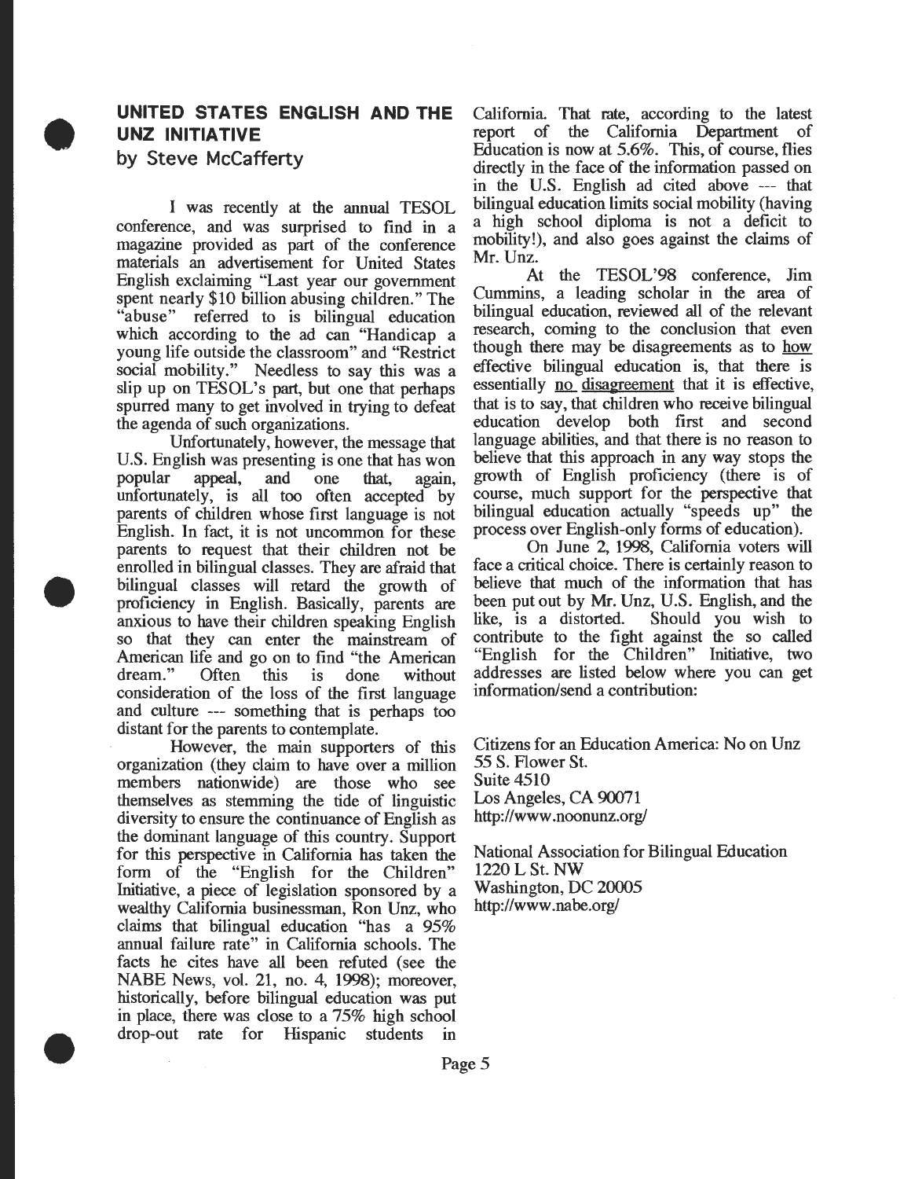## UNITED STATES ENGLISH AND THE UNZ INITIATIVE

### by Steve McCafferty

I was recently at the annual TESOL conference, and was surprised to find in a magazine provided as part of the conference materials an advertisement for United States English exclaiming "Last year our government spent nearly $10 billion abusing children." The "abuse" referred to is bilingual education which according to the ad can "Handicap a young life outside the classroom" and "Restrict social mobility." Needless to say this was a slip up on TESOL's part, but one that perhaps spurred many to get involved in trying to defeat the agenda of such organizations.

Unfortunately, however, the message that U.S. English was presenting is one that has won popular appeal, and one that, again, unfortunately, is all too often accepted by parents of children whose first language is not English. In fact, it is not uncommon for these parents to request that their children not be enrolled in bilingual classes. They are afraid that bilingual classes will retard the growth of proficiency in English. Basically, parents are anxious to have their children speaking English so that they can enter the mainstream of American life and go on to find "the American dream." Often this is done without consideration of the loss of the first language and culture --- something that is perhaps too distant for the parents to contemplate.

However, the main supporters of this organization (they claim to have over a million members nationwide) are those who see themselves as stemming the tide of linguistic diversity to ensure the continuance of English as the dominant language of this country. Support for this perspective in California has taken the form of the "English for the Children" Initiative, a piece of legislation sponsored by a wealthy California businessman, Ron Unz, who claims that bilingual education "has a 95% annual failure rate" in California schools. The facts he cites have all been refuted (see the NABE News, vol. 21, no. 4, 1998); moreover, historically, before bilingual education was put in place, there was close to a 75% high school drop-out rate for Hispanic students in California. That rate, according to the latest report of the California Department of Education is now at 5.6%. This, of course, flies directly in the face of the information passed on in the U.S. English ad cited above --- that bilingual education limits social mobility (having a high school diploma is not a deficit to mobility!), and also goes against the claims of Mr. Unz.

At the TESOL'98 conference, Jim Cummins, a leading scholar in the area of bilingual education, reviewed all of the relevant research, coming to the conclusion that even though there may be disagreements as to <u>how</u> effective bilingual education is, that there is essentially <u>no disagreement</u> that it is effective, that is to say, that children who receive bilingual education develop both first and second language abilities, and that there is no reason to believe that this approach in any way stops the growth of English proficiency (there is of course, much support for the perspective that bilingual education actually "speeds up" the process over English-only forms of education).

On June 2, 1998, California voters will face a critical choice. There is certainly reason to believe that much of the information that has been put out by Mr. Unz, U.S. English, and the like, is a distorted. Should you wish to contribute to the fight against the so called "English for the Children" Initiative, two addresses are listed below where you can get information/send a contribution:

Citizens for an Education America: No on Unz
55 S. Flower St.
Suite 4510
Los Angeles, CA 90071
http://www.noonunz.org/

National Association for Bilingual Education
1220 L St. NW
Washington, DC 20005
http://www.nabe.org/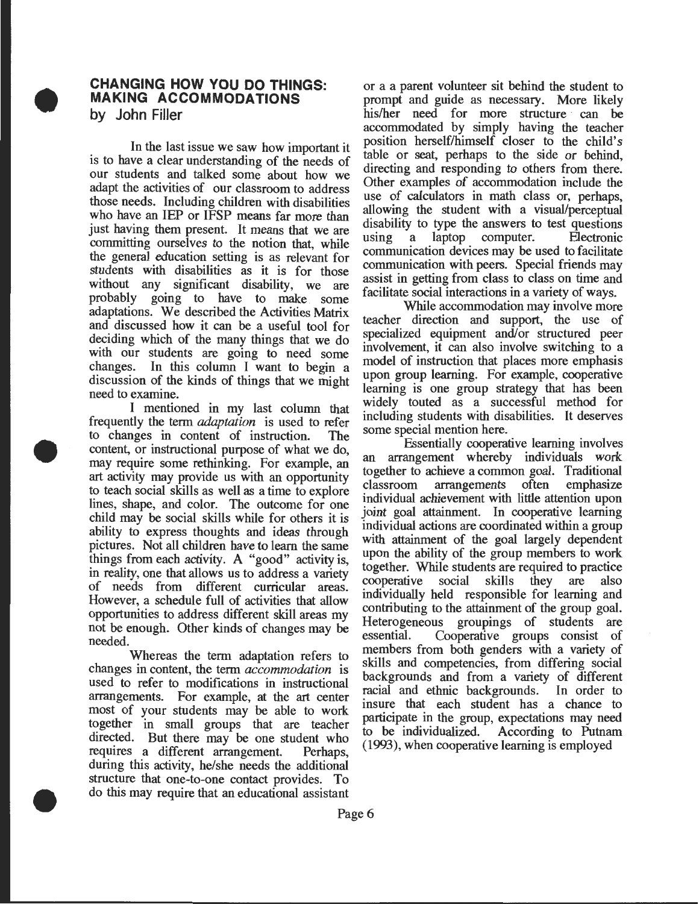## CHANGING HOW YOU DO THINGS: MAKING ACCOMMODATIONS

by John Filler

In the last issue we saw how important it is to have a clear understanding of the needs of our students and talked some about how we adapt the activities of our classroom to address those needs. Including children with disabilities who have an IEP or IFSP means far more than just having them present. It means that we are committing ourselves to the notion that, while the general education setting is as relevant for students with disabilities as it is for those without any significant disability, we are probably going to have to make some adaptations. We described the Activities Matrix and discussed how it can be a useful tool for deciding which of the many things that we do with our students are going to need some changes. In this column I want to begin a discussion of the kinds of things that we might need to examine.

I mentioned in my last column that frequently the term *adaptation* is used to refer to changes in content of instruction. The content, or instructional purpose of what we do, may require some rethinking. For example, an art activity may provide us with an opportunity to teach social skills as well as a time to explore lines, shape, and color. The outcome for one child may be social skills while for others it is ability to express thoughts and ideas through pictures. Not all children have to learn the same things from each activity. A "good" activity is, in reality, one that allows us to address a variety of needs from different curricular areas. However, a schedule full of activities that allow opportunities to address different skill areas my not be enough. Other kinds of changes may be needed.

Whereas the term adaptation refers to changes in content, the term *accommodation* is used to refer to modifications in instructional arrangements. For example, at the art center most of your students may be able to work together in small groups that are teacher directed. But there may be one student who requires a different arrangement. Perhaps, during this activity, he/she needs the additional structure that one-to-one contact provides. To do this may require that an educational assistant or a a parent volunteer sit behind the student to prompt and guide as necessary. More likely his/her need for more structure can be accommodated by simply having the teacher position herself/himself closer to the child's table or seat, perhaps to the side or behind, directing and responding to others from there. Other examples of accommodation include the use of calculators in math class or, perhaps, allowing the student with a visual/perceptual disability to type the answers to test questions using a laptop computer. Electronic communication devices may be used to facilitate communication with peers. Special friends may assist in getting from class to class on time and facilitate social interactions in a variety of ways.

While accommodation may involve more teacher direction and support, the use of specialized equipment and/or structured peer involvement, it can also involve switching to a model of instruction that places more emphasis upon group learning. For example, cooperative learning is one group strategy that has been widely touted as a successful method for including students with disabilities. It deserves some special mention here.

Essentially cooperative learning involves an arrangement whereby individuals work together to achieve a common goal. Traditional classroom arrangements often emphasize individual achievement with little attention upon joint goal attainment. In cooperative learning individual actions are coordinated within a group with attainment of the goal largely dependent upon the ability of the group members to work together. While students are required to practice cooperative social skills they are also individually held responsible for learning and contributing to the attainment of the group goal. Heterogeneous groupings of students are essential. Cooperative groups consist of members from both genders with a variety of skills and competencies, from differing social backgrounds and from a variety of different racial and ethnic backgrounds. In order to insure that each student has a chance to participate in the group, expectations may need to be individualized. According to Putnam (1993), when cooperative learning is employed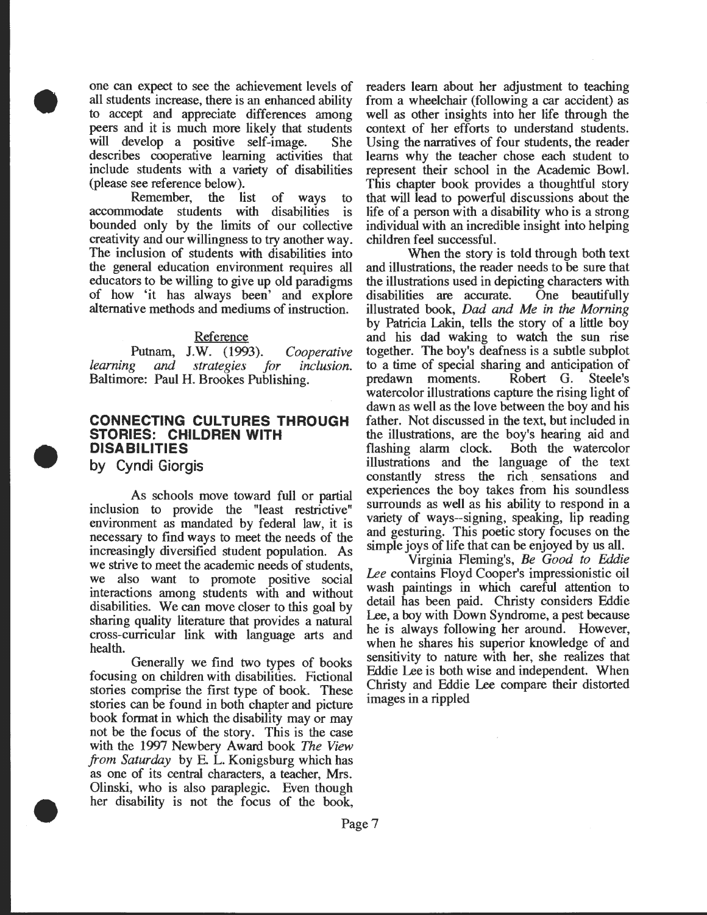one can expect to see the achievement levels of all students increase, there is an enhanced ability to accept and appreciate differences among peers and it is much more likely that students will develop a positive self-image. She describes cooperative learning activities that include students with a variety of disabilities (please see reference below).

Remember, the list of ways to accommodate students with disabilities is bounded only by the limits of our collective creativity and our willingness to try another way. The inclusion of students with disabilities into the general education environment requires all educators to be willing to give up old paradigms of how 'it has always been' and explore alternative methods and mediums of instruction.

Reference

Putnam, J.W. (1993). *Cooperative learning and strategies for inclusion.* Baltimore: Paul H. Brookes Publishing.

## CONNECTING CULTURES THROUGH STORIES: CHILDREN WITH DISABILITIES

### by Cyndi Giorgis

As schools move toward full or partial inclusion to provide the "least restrictive" environment as mandated by federal law, it is necessary to find ways to meet the needs of the increasingly diversified student population. As we strive to meet the academic needs of students, we also want to promote positive social interactions among students with and without disabilities. We can move closer to this goal by sharing quality literature that provides a natural cross-curricular link with language arts and health.

Generally we find two types of books focusing on children with disabilities. Fictional stories comprise the first type of book. These stories can be found in both chapter and picture book format in which the disability may or may not be the focus of the story. This is the case with the 1997 Newbery Award book *The View from Saturday* by E. L. Konigsburg which has as one of its central characters, a teacher, Mrs. Olinski, who is also paraplegic. Even though her disability is not the focus of the book, readers learn about her adjustment to teaching from a wheelchair (following a car accident) as well as other insights into her life through the context of her efforts to understand students. Using the narratives of four students, the reader learns why the teacher chose each student to represent their school in the Academic Bowl. This chapter book provides a thoughtful story that will lead to powerful discussions about the life of a person with a disability who is a strong individual with an incredible insight into helping children feel successful.

When the story is told through both text and illustrations, the reader needs to be sure that the illustrations used in depicting characters with disabilities are accurate. One beautifully illustrated book, *Dad and Me in the Morning* by Patricia Lakin, tells the story of a little boy and his dad waking to watch the sun rise together. The boy's deafness is a subtle subplot to a time of special sharing and anticipation of predawn moments. Robert G. Steele's watercolor illustrations capture the rising light of dawn as well as the love between the boy and his father. Not discussed in the text, but included in the illustrations, are the boy's hearing aid and flashing alarm clock. Both the watercolor illustrations and the language of the text constantly stress the rich sensations and experiences the boy takes from his soundless surrounds as well as his ability to respond in a variety of ways--signing, speaking, lip reading and gesturing. This poetic story focuses on the simple joys of life that can be enjoyed by us all.

Virginia Fleming's, *Be Good to Eddie Lee* contains Floyd Cooper's impressionistic oil wash paintings in which careful attention to detail has been paid. Christy considers Eddie Lee, a boy with Down Syndrome, a pest because he is always following her around. However, when he shares his superior knowledge of and sensitivity to nature with her, she realizes that Eddie Lee is both wise and independent. When Christy and Eddie Lee compare their distorted images in a rippled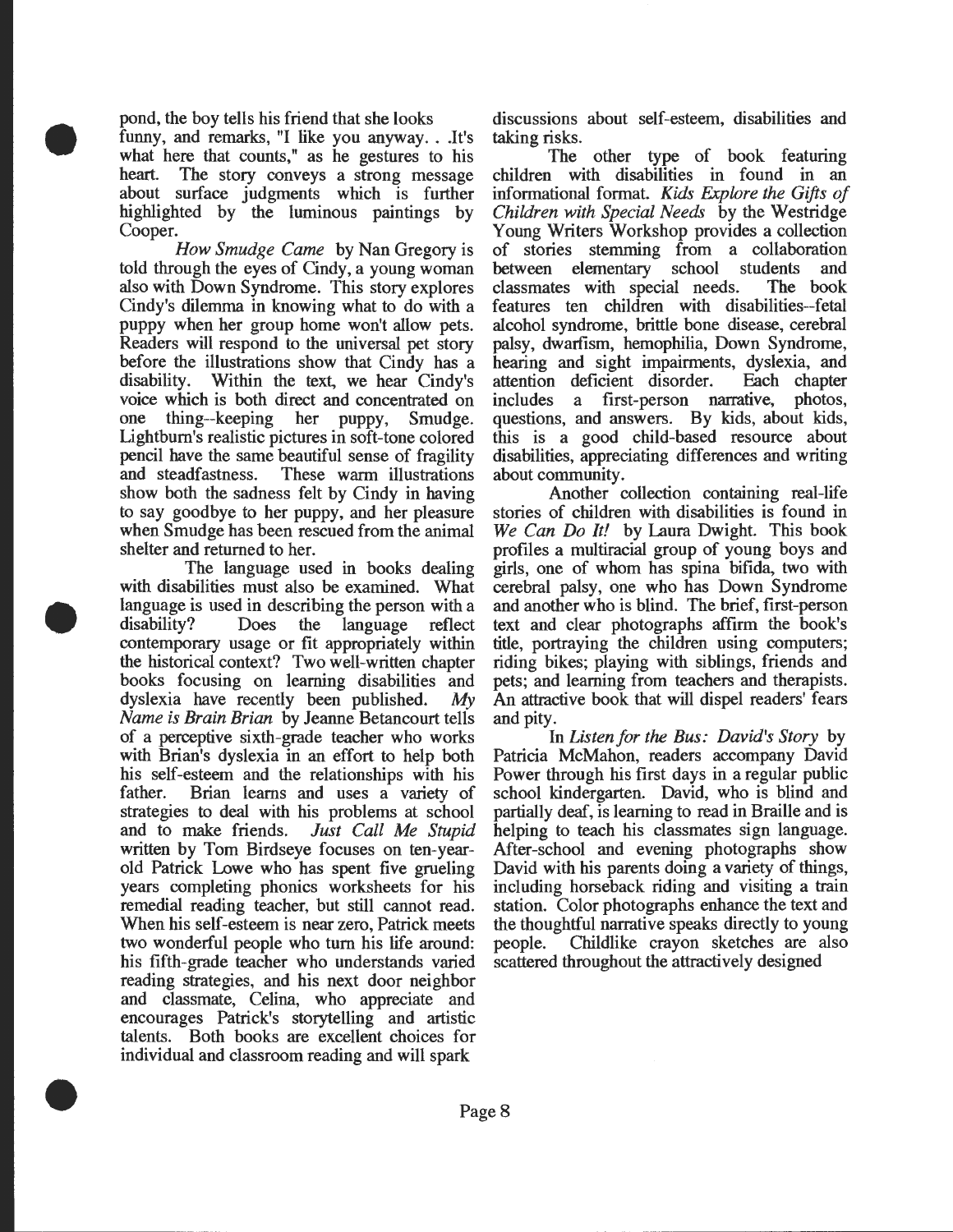pond, the boy tells his friend that she looks funny, and remarks, "I like you anyway. . .It's what here that counts," as he gestures to his heart. The story conveys a strong message about surface judgments which is further highlighted by the luminous paintings by Cooper.

*How Smudge Came* by Nan Gregory is told through the eyes of Cindy, a young woman also with Down Syndrome. This story explores Cindy's dilemma in knowing what to do with a puppy when her group home won't allow pets. Readers will respond to the universal pet story before the illustrations show that Cindy has a disability. Within the text, we hear Cindy's voice which is both direct and concentrated on one thing--keeping her puppy, Smudge. Lightburn's realistic pictures in soft-tone colored pencil have the same beautiful sense of fragility and steadfastness. These warm illustrations show both the sadness felt by Cindy in having to say goodbye to her puppy, and her pleasure when Smudge has been rescued from the animal shelter and returned to her.

The language used in books dealing with disabilities must also be examined. What language is used in describing the person with a disability? Does the language reflect contemporary usage or fit appropriately within the historical context? Two well-written chapter books focusing on learning disabilities and dyslexia have recently been published. *My Name is Brain Brian* by Jeanne Betancourt tells of a perceptive sixth-grade teacher who works with Brian's dyslexia in an effort to help both his self-esteem and the relationships with his father. Brian learns and uses a variety of strategies to deal with his problems at school and to make friends. *Just Call Me Stupid* written by Tom Birdseye focuses on ten-year-old Patrick Lowe who has spent five grueling years completing phonics worksheets for his remedial reading teacher, but still cannot read. When his self-esteem is near zero, Patrick meets two wonderful people who turn his life around: his fifth-grade teacher who understands varied reading strategies, and his next door neighbor and classmate, Celina, who appreciate and encourages Patrick's storytelling and artistic talents. Both books are excellent choices for individual and classroom reading and will spark discussions about self-esteem, disabilities and taking risks.

The other type of book featuring children with disabilities in found in an informational format. *Kids Explore the Gifts of Children with Special Needs* by the Westridge Young Writers Workshop provides a collection of stories stemming from a collaboration between elementary school students and classmates with special needs. The book features ten children with disabilities--fetal alcohol syndrome, brittle bone disease, cerebral palsy, dwarfism, hemophilia, Down Syndrome, hearing and sight impairments, dyslexia, and attention deficient disorder. Each chapter includes a first-person narrative, photos, questions, and answers. By kids, about kids, this is a good child-based resource about disabilities, appreciating differences and writing about community.

Another collection containing real-life stories of children with disabilities is found in *We Can Do It!* by Laura Dwight. This book profiles a multiracial group of young boys and girls, one of whom has spina bifida, two with cerebral palsy, one who has Down Syndrome and another who is blind. The brief, first-person text and clear photographs affirm the book's title, portraying the children using computers; riding bikes; playing with siblings, friends and pets; and learning from teachers and therapists. An attractive book that will dispel readers' fears and pity.

In *Listen for the Bus: David's Story* by Patricia McMahon, readers accompany David Power through his first days in a regular public school kindergarten. David, who is blind and partially deaf, is learning to read in Braille and is helping to teach his classmates sign language. After-school and evening photographs show David with his parents doing a variety of things, including horseback riding and visiting a train station. Color photographs enhance the text and the thoughtful narrative speaks directly to young people. Childlike crayon sketches are also scattered throughout the attractively designed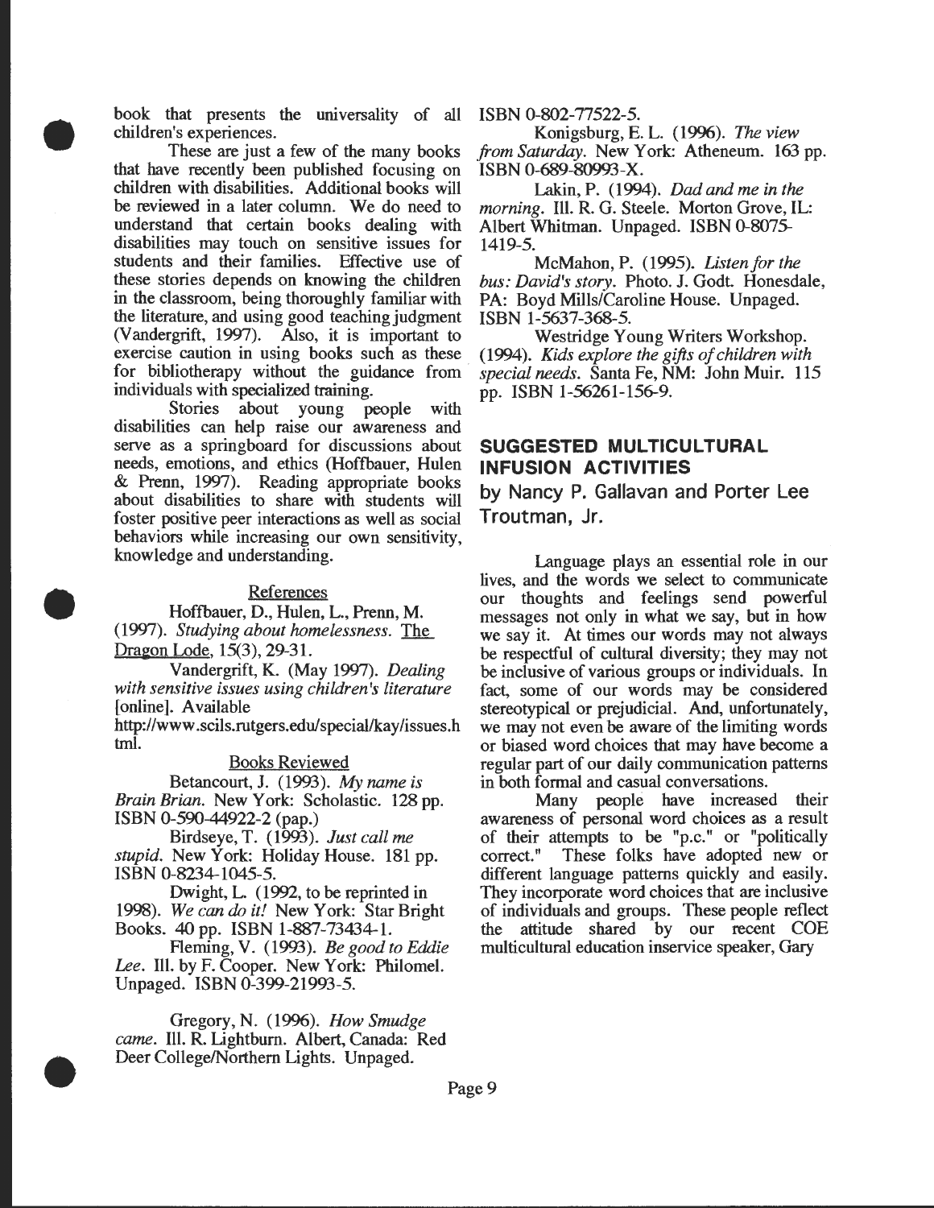book that presents the universality of all children's experiences.

These are just a few of the many books that have recently been published focusing on children with disabilities. Additional books will be reviewed in a later column. We do need to understand that certain books dealing with disabilities may touch on sensitive issues for students and their families. Effective use of these stories depends on knowing the children in the classroom, being thoroughly familiar with the literature, and using good teaching judgment (Vandergrift, 1997). Also, it is important to exercise caution in using books such as these for bibliotherapy without the guidance from individuals with specialized training.

Stories about young people with disabilities can help raise our awareness and serve as a springboard for discussions about needs, emotions, and ethics (Hoffbauer, Hulen & Prenn, 1997). Reading appropriate books about disabilities to share with students will foster positive peer interactions as well as social behaviors while increasing our own sensitivity, knowledge and understanding.

References

Hoffbauer, D., Hulen, L., Prenn, M. (1997). *Studying about homelessness.* The Dragon Lode, 15(3), 29-31.

Vandergrift, K. (May 1997). *Dealing with sensitive issues using children's literature* [online]. Available http://www.scils.rutgers.edu/special/kay/issues.html.

Books Reviewed

Betancourt, J. (1993). *My name is Brain Brian.* New York: Scholastic. 128 pp. ISBN 0-590-44922-2 (pap.)

Birdseye, T. (1993). *Just call me stupid.* New York: Holiday House. 181 pp. ISBN 0-8234-1045-5.

Dwight, L. (1992, to be reprinted in 1998). *We can do it!* New York: Star Bright Books. 40 pp. ISBN 1-887-73434-1.

Fleming, V. (1993). *Be good to Eddie Lee.* Ill. by F. Cooper. New York: Philomel. Unpaged. ISBN 0-399-21993-5.

Gregory, N. (1996). *How Smudge came.* Ill. R. Lightburn. Albert, Canada: Red Deer College/Northern Lights. Unpaged. ISBN 0-802-77522-5.

Konigsburg, E. L. (1996). *The view from Saturday.* New York: Atheneum. 163 pp. ISBN 0-689-80993-X.

Lakin, P. (1994). *Dad and me in the morning.* Ill. R. G. Steele. Morton Grove, IL: Albert Whitman. Unpaged. ISBN 0-8075-1419-5.

McMahon, P. (1995). *Listen for the bus: David's story.* Photo. J. Godt. Honesdale, PA: Boyd Mills/Caroline House. Unpaged. ISBN 1-5637-368-5.

Westridge Young Writers Workshop. (1994). *Kids explore the gifts of children with special needs.* Santa Fe, NM: John Muir. 115 pp. ISBN 1-56261-156-9.

## SUGGESTED MULTICULTURAL INFUSION ACTIVITIES

### by Nancy P. Gallavan and Porter Lee Troutman, Jr.

Language plays an essential role in our lives, and the words we select to communicate our thoughts and feelings send powerful messages not only in what we say, but in how we say it. At times our words may not always be respectful of cultural diversity; they may not be inclusive of various groups or individuals. In fact, some of our words may be considered stereotypical or prejudicial. And, unfortunately, we may not even be aware of the limiting words or biased word choices that may have become a regular part of our daily communication patterns in both formal and casual conversations.

Many people have increased their awareness of personal word choices as a result of their attempts to be "p.c." or "politically correct." These folks have adopted new or different language patterns quickly and easily. They incorporate word choices that are inclusive of individuals and groups. These people reflect the attitude shared by our recent COE multicultural education inservice speaker, Gary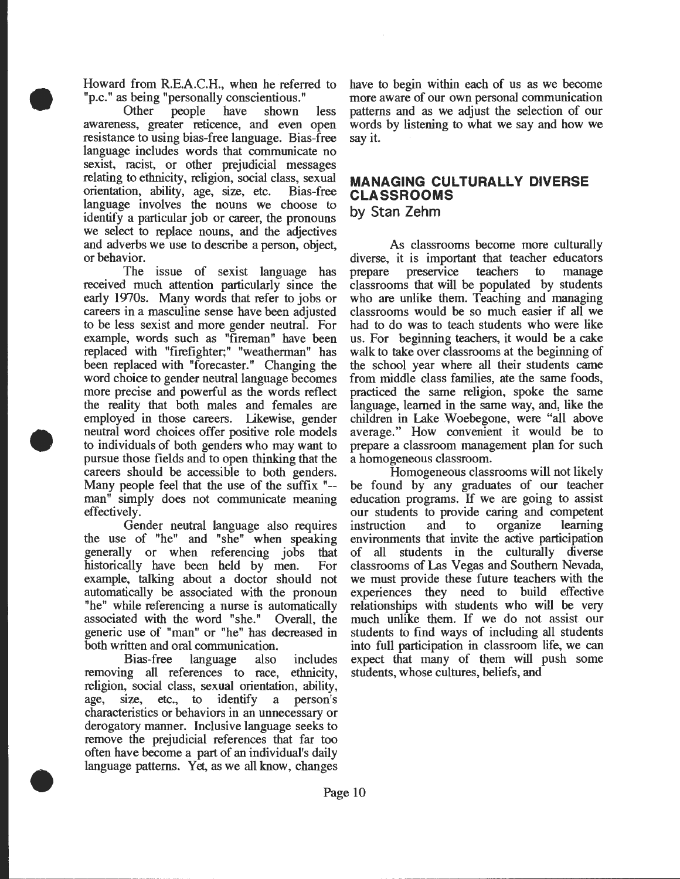Howard from R.E.A.C.H., when he referred to "p.c." as being "personally conscientious."

Other people have shown less awareness, greater reticence, and even open resistance to using bias-free language. Bias-free language includes words that communicate no sexist, racist, or other prejudicial messages relating to ethnicity, religion, social class, sexual orientation, ability, age, size, etc. Bias-free language involves the nouns we choose to identify a particular job or career, the pronouns we select to replace nouns, and the adjectives and adverbs we use to describe a person, object, or behavior.

The issue of sexist language has received much attention particularly since the early 1970s. Many words that refer to jobs or careers in a masculine sense have been adjusted to be less sexist and more gender neutral. For example, words such as "fireman" have been replaced with "firefighter;" "weatherman" has been replaced with "forecaster." Changing the word choice to gender neutral language becomes more precise and powerful as the words reflect the reality that both males and females are employed in those careers. Likewise, gender neutral word choices offer positive role models to individuals of both genders who may want to pursue those fields and to open thinking that the careers should be accessible to both genders. Many people feel that the use of the suffix "--man" simply does not communicate meaning effectively.

Gender neutral language also requires the use of "he" and "she" when speaking generally or when referencing jobs that historically have been held by men. For example, talking about a doctor should not automatically be associated with the pronoun "he" while referencing a nurse is automatically associated with the word "she." Overall, the generic use of "man" or "he" has decreased in both written and oral communication.

Bias-free language also includes removing all references to race, ethnicity, religion, social class, sexual orientation, ability, age, size, etc., to identify a person's characteristics or behaviors in an unnecessary or derogatory manner. Inclusive language seeks to remove the prejudicial references that far too often have become a part of an individual's daily language patterns. Yet, as we all know, changes have to begin within each of us as we become more aware of our own personal communication patterns and as we adjust the selection of our words by listening to what we say and how we say it.

## MANAGING CULTURALLY DIVERSE CLASSROOMS

by Stan Zehm

As classrooms become more culturally diverse, it is important that teacher educators prepare preservice teachers to manage classrooms that will be populated by students who are unlike them. Teaching and managing classrooms would be so much easier if all we had to do was to teach students who were like us. For beginning teachers, it would be a cake walk to take over classrooms at the beginning of the school year where all their students came from middle class families, ate the same foods, practiced the same religion, spoke the same language, learned in the same way, and, like the children in Lake Woebegone, were "all above average." How convenient it would be to prepare a classroom management plan for such a homogeneous classroom.

Homogeneous classrooms will not likely be found by any graduates of our teacher education programs. If we are going to assist our students to provide caring and competent instruction and to organize learning environments that invite the active participation of all students in the culturally diverse classrooms of Las Vegas and Southern Nevada, we must provide these future teachers with the experiences they need to build effective relationships with students who will be very much unlike them. If we do not assist our students to find ways of including all students into full participation in classroom life, we can expect that many of them will push some students, whose cultures, beliefs, and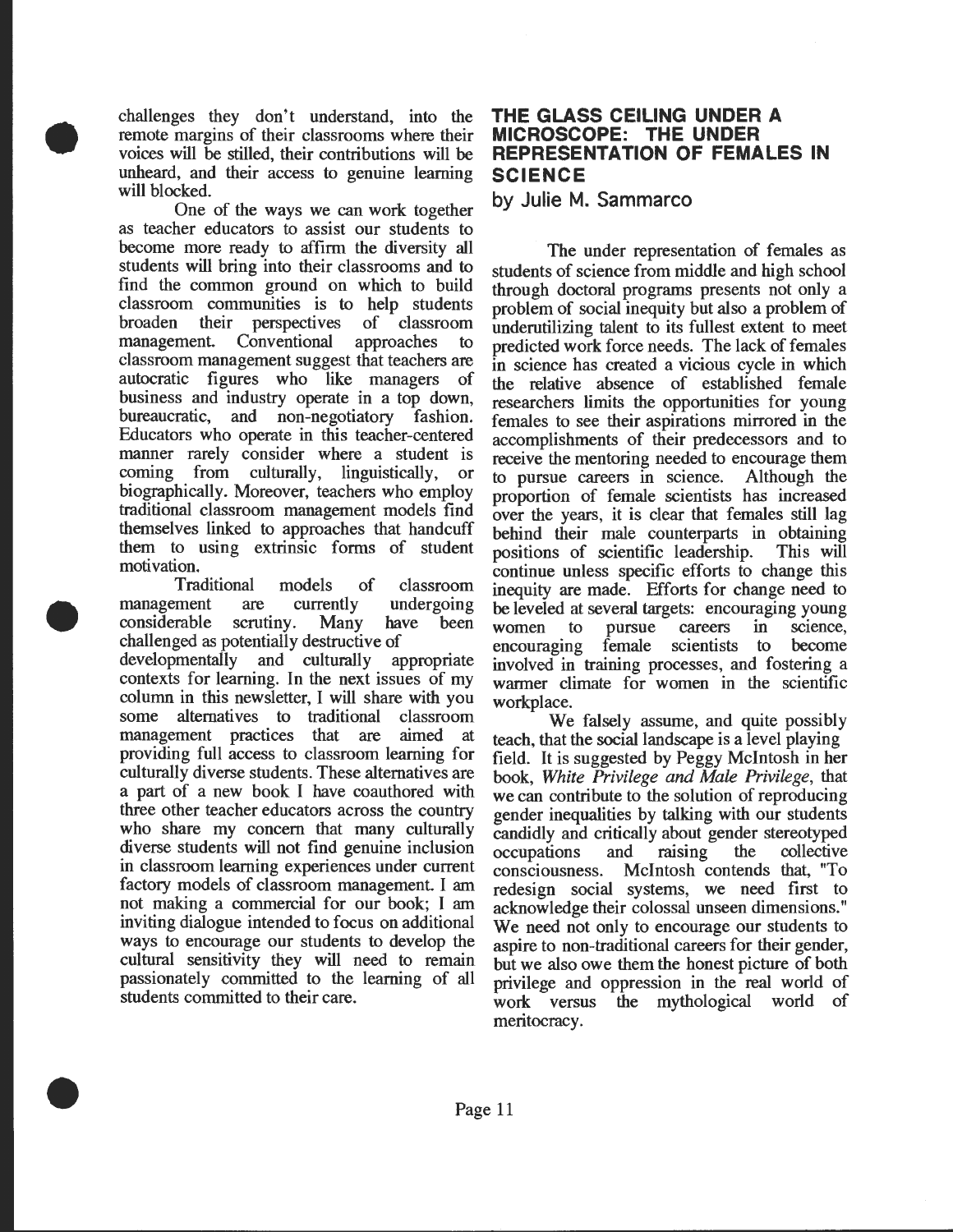challenges they don't understand, into the remote margins of their classrooms where their voices will be stilled, their contributions will be unheard, and their access to genuine learning will blocked.

One of the ways we can work together as teacher educators to assist our students to become more ready to affirm the diversity all students will bring into their classrooms and to find the common ground on which to build classroom communities is to help students broaden their perspectives of classroom management. Conventional approaches to classroom management suggest that teachers are autocratic figures who like managers of business and industry operate in a top down, bureaucratic, and non-negotiatory fashion. Educators who operate in this teacher-centered manner rarely consider where a student is coming from culturally, linguistically, or biographically. Moreover, teachers who employ traditional classroom management models find themselves linked to approaches that handcuff them to using extrinsic forms of student motivation.

Traditional models of classroom management are currently undergoing considerable scrutiny. Many have been challenged as potentially destructive of developmentally and culturally appropriate contexts for learning. In the next issues of my column in this newsletter, I will share with you some alternatives to traditional classroom management practices that are aimed at providing full access to classroom learning for culturally diverse students. These alternatives are a part of a new book I have coauthored with three other teacher educators across the country who share my concern that many culturally diverse students will not find genuine inclusion in classroom learning experiences under current factory models of classroom management. I am not making a commercial for our book; I am inviting dialogue intended to focus on additional ways to encourage our students to develop the cultural sensitivity they will need to remain passionately committed to the learning of all students committed to their care.

## THE GLASS CEILING UNDER A MICROSCOPE: THE UNDER REPRESENTATION OF FEMALES IN SCIENCE

### by Julie M. Sammarco

The under representation of females as students of science from middle and high school through doctoral programs presents not only a problem of social inequity but also a problem of underutilizing talent to its fullest extent to meet predicted work force needs. The lack of females in science has created a vicious cycle in which the relative absence of established female researchers limits the opportunities for young females to see their aspirations mirrored in the accomplishments of their predecessors and to receive the mentoring needed to encourage them to pursue careers in science. Although the proportion of female scientists has increased over the years, it is clear that females still lag behind their male counterparts in obtaining positions of scientific leadership. This will continue unless specific efforts to change this inequity are made. Efforts for change need to be leveled at several targets: encouraging young women to pursue careers in science, encouraging female scientists to become involved in training processes, and fostering a warmer climate for women in the scientific workplace.

We falsely assume, and quite possibly teach, that the social landscape is a level playing field. It is suggested by Peggy McIntosh in her book, *White Privilege and Male Privilege*, that we can contribute to the solution of reproducing gender inequalities by talking with our students candidly and critically about gender stereotyped occupations and raising the collective consciousness. McIntosh contends that, "To redesign social systems, we need first to acknowledge their colossal unseen dimensions." We need not only to encourage our students to aspire to non-traditional careers for their gender, but we also owe them the honest picture of both privilege and oppression in the real world of work versus the mythological world of meritocracy.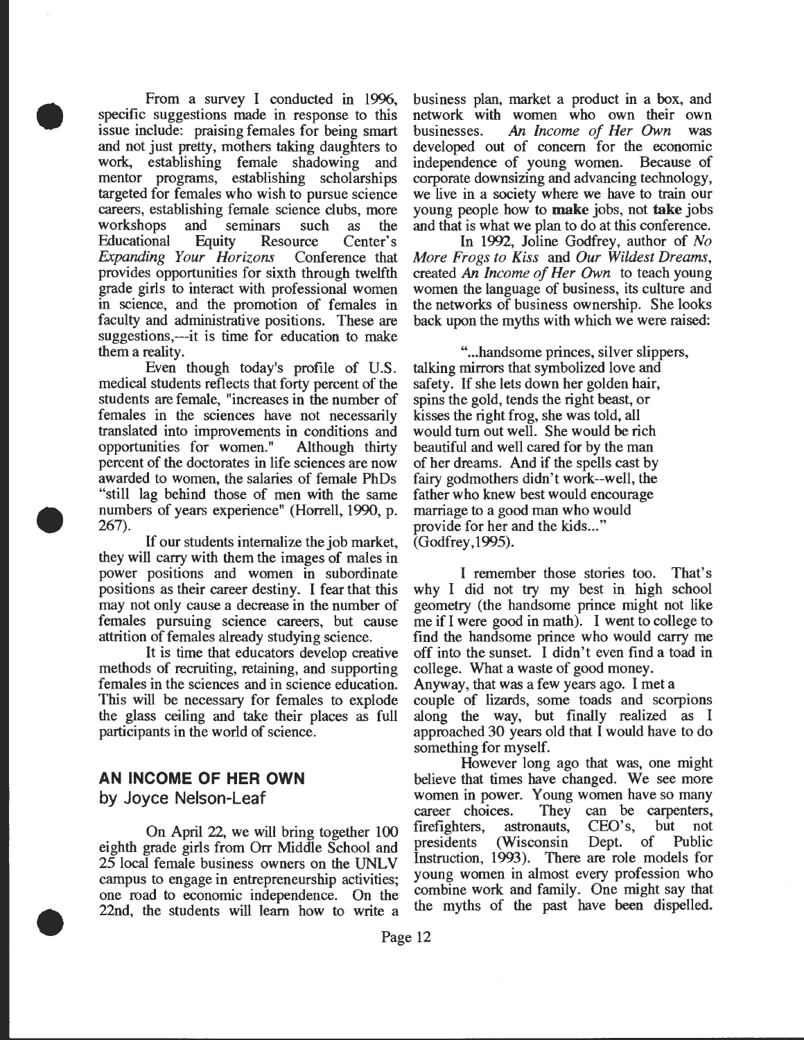From a survey I conducted in 1996, specific suggestions made in response to this issue include: praising females for being smart and not just pretty, mothers taking daughters to work, establishing female shadowing and mentor programs, establishing scholarships targeted for females who wish to pursue science careers, establishing female science clubs, more workshops and seminars such as the Educational Equity Resource Center's *Expanding Your Horizons* Conference that provides opportunities for sixth through twelfth grade girls to interact with professional women in science, and the promotion of females in faculty and administrative positions. These are suggestions,---it is time for education to make them a reality.

Even though today's profile of U.S. medical students reflects that forty percent of the students are female, "increases in the number of females in the sciences have not necessarily translated into improvements in conditions and opportunities for women." Although thirty percent of the doctorates in life sciences are now awarded to women, the salaries of female PhDs "still lag behind those of men with the same numbers of years experience" (Horrell, 1990, p. 267).

If our students internalize the job market, they will carry with them the images of males in power positions and women in subordinate positions as their career destiny. I fear that this may not only cause a decrease in the number of females pursuing science careers, but cause attrition of females already studying science.

It is time that educators develop creative methods of recruiting, retaining, and supporting females in the sciences and in science education. This will be necessary for females to explode the glass ceiling and take their places as full participants in the world of science.

## AN INCOME OF HER OWN

### by Joyce Nelson-Leaf

On April 22, we will bring together 100 eighth grade girls from Orr Middle School and 25 local female business owners on the UNLV campus to engage in entrepreneurship activities; one road to economic independence. On the 22nd, the students will learn how to write a business plan, market a product in a box, and network with women who own their own businesses. *An Income of Her Own* was developed out of concern for the economic independence of young women. Because of corporate downsizing and advancing technology, we live in a society where we have to train our young people how to **make** jobs, not **take** jobs and that is what we plan to do at this conference.

In 1992, Joline Godfrey, author of *No More Frogs to Kiss* and *Our Wildest Dreams*, created *An Income of Her Own* to teach young women the language of business, its culture and the networks of business ownership. She looks back upon the myths with which we were raised:

> "...handsome princes, silver slippers, talking mirrors that symbolized love and safety. If she lets down her golden hair, spins the gold, tends the right beast, or kisses the right frog, she was told, all would turn out well. She would be rich beautiful and well cared for by the man of her dreams. And if the spells cast by fairy godmothers didn't work--well, the father who knew best would encourage marriage to a good man who would provide for her and the kids..." (Godfrey,1995).

I remember those stories too. That's why I did not try my best in high school geometry (the handsome prince might not like me if I were good in math). I went to college to find the handsome prince who would carry me off into the sunset. I didn't even find a toad in college. What a waste of good money. Anyway, that was a few years ago. I met a couple of lizards, some toads and scorpions along the way, but finally realized as I approached 30 years old that I would have to do something for myself.

However long ago that was, one might believe that times have changed. We see more women in power. Young women have so many career choices. They can be carpenters, firefighters, astronauts, CEO's, but not presidents (Wisconsin Dept. of Public Instruction, 1993). There are role models for young women in almost every profession who combine work and family. One might say that the myths of the past have been dispelled.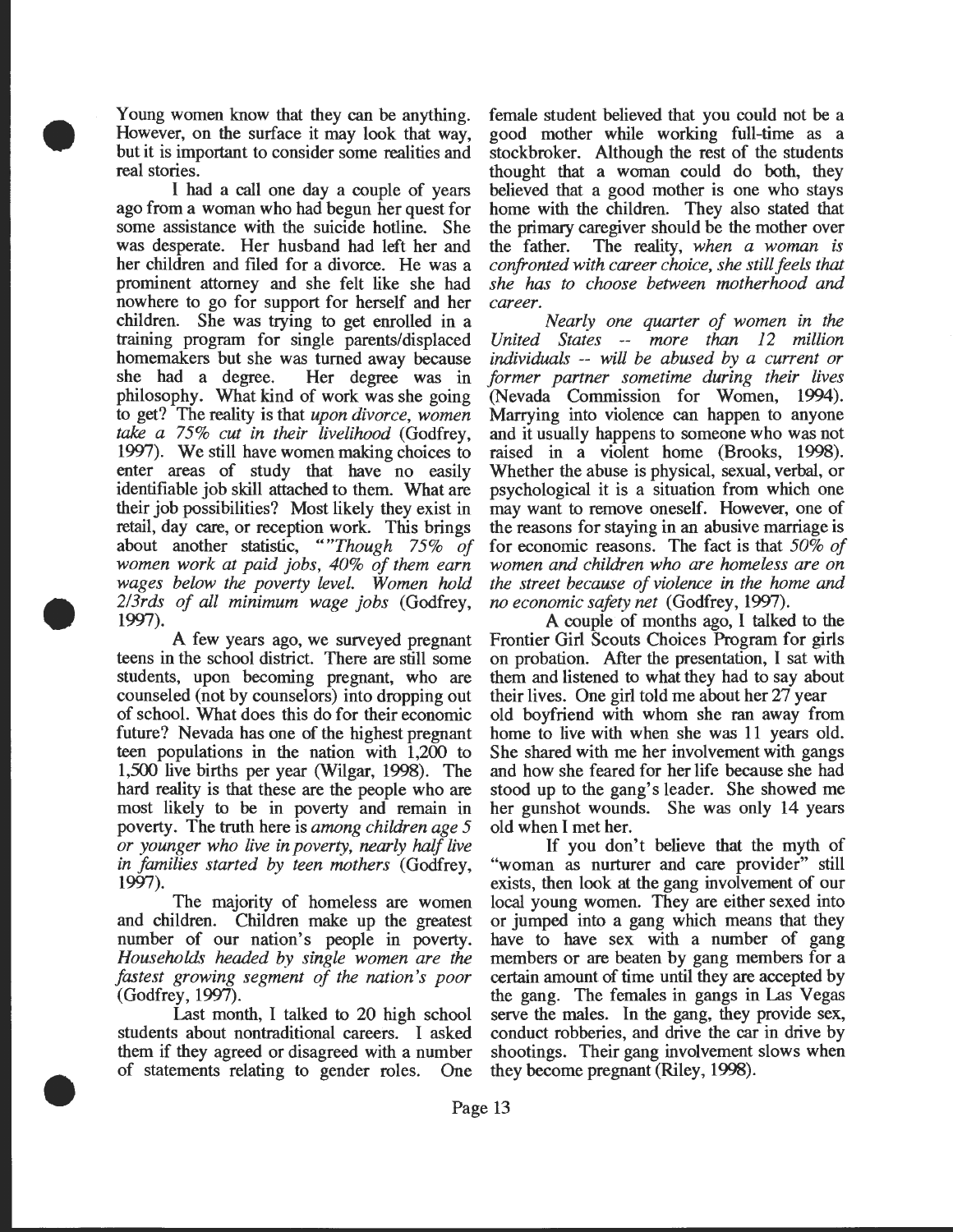Young women know that they can be anything. However, on the surface it may look that way, but it is important to consider some realities and real stories.

I had a call one day a couple of years ago from a woman who had begun her quest for some assistance with the suicide hotline. She was desperate. Her husband had left her and her children and filed for a divorce. He was a prominent attorney and she felt like she had nowhere to go for support for herself and her children. She was trying to get enrolled in a training program for single parents/displaced homemakers but she was turned away because she had a degree. Her degree was in philosophy. What kind of work was she going to get? The reality is that *upon divorce, women take a 75% cut in their livelihood* (Godfrey, 1997). We still have women making choices to enter areas of study that have no easily identifiable job skill attached to them. What are their job possibilities? Most likely they exist in retail, day care, or reception work. This brings about another statistic, ""*Though 75% of women work at paid jobs, 40% of them earn wages below the poverty level. Women hold 2/3rds of all minimum wage jobs* (Godfrey, 1997).

A few years ago, we surveyed pregnant teens in the school district. There are still some students, upon becoming pregnant, who are counseled (not by counselors) into dropping out of school. What does this do for their economic future? Nevada has one of the highest pregnant teen populations in the nation with 1,200 to 1,500 live births per year (Wilgar, 1998). The hard reality is that these are the people who are most likely to be in poverty and remain in poverty. The truth here is *among children age 5 or younger who live in poverty, nearly half live in families started by teen mothers* (Godfrey, 1997).

The majority of homeless are women and children. Children make up the greatest number of our nation's people in poverty. *Households headed by single women are the fastest growing segment of the nation's poor* (Godfrey, 1997).

Last month, I talked to 20 high school students about nontraditional careers. I asked them if they agreed or disagreed with a number of statements relating to gender roles. One female student believed that you could not be a good mother while working full-time as a stockbroker. Although the rest of the students thought that a woman could do both, they believed that a good mother is one who stays home with the children. They also stated that the primary caregiver should be the mother over the father. The reality, *when a woman is confronted with career choice, she still feels that she has to choose between motherhood and career.*

*Nearly one quarter of women in the United States -- more than 12 million individuals -- will be abused by a current or former partner sometime during their lives* (Nevada Commission for Women, 1994). Marrying into violence can happen to anyone and it usually happens to someone who was not raised in a violent home (Brooks, 1998). Whether the abuse is physical, sexual, verbal, or psychological it is a situation from which one may want to remove oneself. However, one of the reasons for staying in an abusive marriage is for economic reasons. The fact is that *50% of women and children who are homeless are on the street because of violence in the home and no economic safety net* (Godfrey, 1997).

A couple of months ago, I talked to the Frontier Girl Scouts Choices Program for girls on probation. After the presentation, I sat with them and listened to what they had to say about their lives. One girl told me about her 27 year old boyfriend with whom she ran away from home to live with when she was 11 years old. She shared with me her involvement with gangs and how she feared for her life because she had stood up to the gang's leader. She showed me her gunshot wounds. She was only 14 years old when I met her.

If you don't believe that the myth of "woman as nurturer and care provider" still exists, then look at the gang involvement of our local young women. They are either sexed into or jumped into a gang which means that they have to have sex with a number of gang members or are beaten by gang members for a certain amount of time until they are accepted by the gang. The females in gangs in Las Vegas serve the males. In the gang, they provide sex, conduct robberies, and drive the car in drive by shootings. Their gang involvement slows when they become pregnant (Riley, 1998).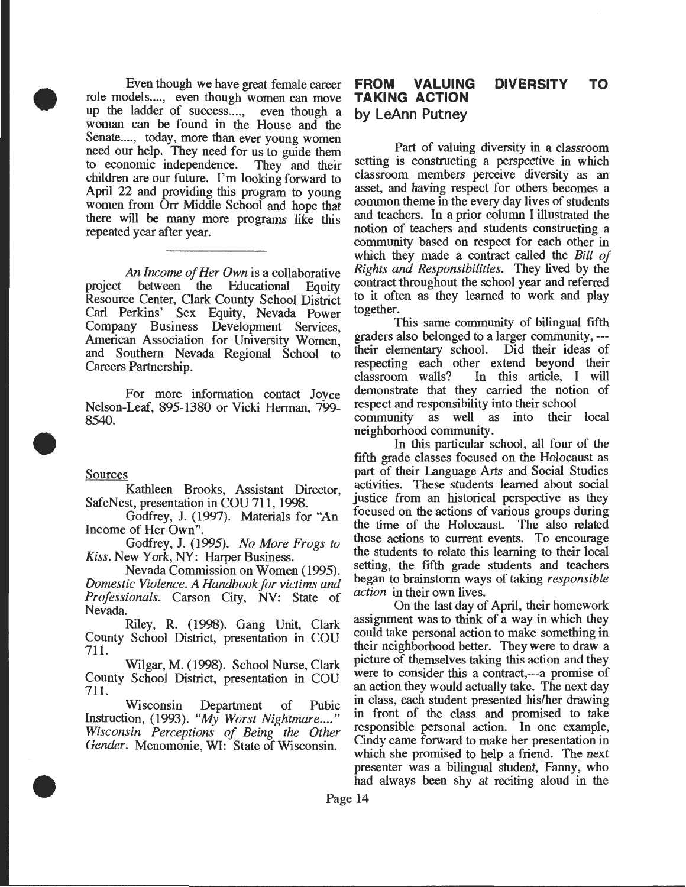Even though we have great female career role models...., even though women can move up the ladder of success...., even though a woman can be found in the House and the Senate...., today, more than ever young women need our help. They need for us to guide them to economic independence. They and their children are our future. I'm looking forward to April 22 and providing this program to young women from Orr Middle School and hope that there will be many more programs like this repeated year after year.

---

*An Income of Her Own* is a collaborative project between the Educational Equity Resource Center, Clark County School District Carl Perkins' Sex Equity, Nevada Power Company Business Development Services, American Association for University Women, and Southern Nevada Regional School to Careers Partnership.

For more information contact Joyce Nelson-Leaf, 895-1380 or Vicki Herman, 799-8540.

Sources

Kathleen Brooks, Assistant Director, SafeNest, presentation in COU 711, 1998.

Godfrey, J. (1997). Materials for "An Income of Her Own".

Godfrey, J. (1995). *No More Frogs to Kiss*. New York, NY: Harper Business.

Nevada Commission on Women (1995). *Domestic Violence. A Handbook for victims and Professionals*. Carson City, NV: State of Nevada.

Riley, R. (1998). Gang Unit, Clark County School District, presentation in COU 711.

Wilgar, M. (1998). School Nurse, Clark County School District, presentation in COU 711.

Wisconsin Department of Pubic Instruction, (1993). *"My Worst Nightmare...." Wisconsin Perceptions of Being the Other Gender*. Menomonie, WI: State of Wisconsin.

## FROM VALUING DIVERSITY TO TAKING ACTION

by LeAnn Putney

Part of valuing diversity in a classroom setting is constructing a perspective in which classroom members perceive diversity as an asset, and having respect for others becomes a common theme in the every day lives of students and teachers. In a prior column I illustrated the notion of teachers and students constructing a community based on respect for each other in which they made a contract called the *Bill of Rights and Responsibilities*. They lived by the contract throughout the school year and referred to it often as they learned to work and play together.

This same community of bilingual fifth graders also belonged to a larger community, --- their elementary school. Did their ideas of respecting each other extend beyond their classroom walls? In this article, I will demonstrate that they carried the notion of respect and responsibility into their school community as well as into their local neighborhood community.

In this particular school, all four of the fifth grade classes focused on the Holocaust as part of their Language Arts and Social Studies activities. These students learned about social justice from an historical perspective as they focused on the actions of various groups during the time of the Holocaust. The also related those actions to current events. To encourage the students to relate this learning to their local setting, the fifth grade students and teachers began to brainstorm ways of taking *responsible action* in their own lives.

On the last day of April, their homework assignment was to think of a way in which they could take personal action to make something in their neighborhood better. They were to draw a picture of themselves taking this action and they were to consider this a contract,---a promise of an action they would actually take. The next day in class, each student presented his/her drawing in front of the class and promised to take responsible personal action. In one example, Cindy came forward to make her presentation in which she promised to help a friend. The next presenter was a bilingual student, Fanny, who had always been shy at reciting aloud in the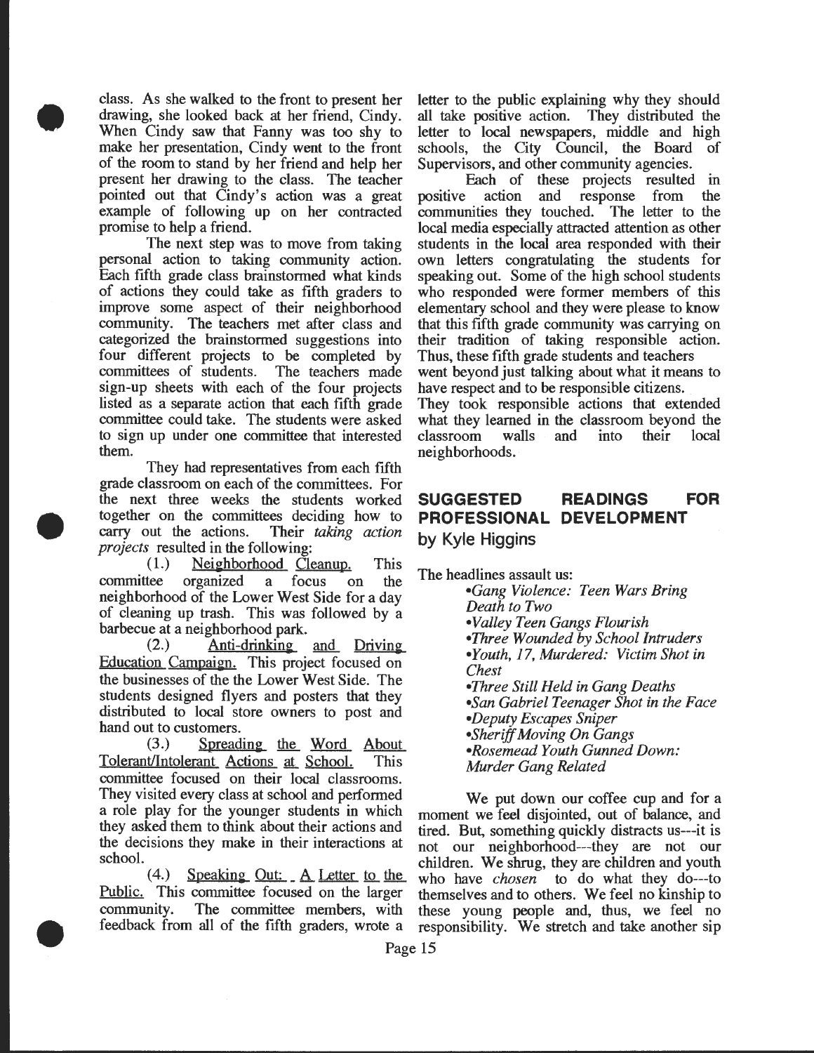class. As she walked to the front to present her drawing, she looked back at her friend, Cindy. When Cindy saw that Fanny was too shy to make her presentation, Cindy went to the front of the room to stand by her friend and help her present her drawing to the class. The teacher pointed out that Cindy's action was a great example of following up on her contracted promise to help a friend.

The next step was to move from taking personal action to taking community action. Each fifth grade class brainstormed what kinds of actions they could take as fifth graders to improve some aspect of their neighborhood community. The teachers met after class and categorized the brainstormed suggestions into four different projects to be completed by committees of students. The teachers made sign-up sheets with each of the four projects listed as a separate action that each fifth grade committee could take. The students were asked to sign up under one committee that interested them.

They had representatives from each fifth grade classroom on each of the committees. For the next three weeks the students worked together on the committees deciding how to carry out the actions. Their *taking action projects* resulted in the following:

(1.) Neighborhood Cleanup. This committee organized a focus on the neighborhood of the Lower West Side for a day of cleaning up trash. This was followed by a barbecue at a neighborhood park.

(2.) Anti-drinking and Driving Education Campaign. This project focused on the businesses of the the Lower West Side. The students designed flyers and posters that they distributed to local store owners to post and hand out to customers.

(3.) Spreading the Word About Tolerant/Intolerant Actions at School. This committee focused on their local classrooms. They visited every class at school and performed a role play for the younger students in which they asked them to think about their actions and the decisions they make in their interactions at school.

(4.) Speaking Out: A Letter to the Public. This committee focused on the larger community. The committee members, with feedback from all of the fifth graders, wrote a letter to the public explaining why they should all take positive action. They distributed the letter to local newspapers, middle and high schools, the City Council, the Board of Supervisors, and other community agencies.

Each of these projects resulted in positive action and response from the communities they touched. The letter to the local media especially attracted attention as other students in the local area responded with their own letters congratulating the students for speaking out. Some of the high school students who responded were former members of this elementary school and they were please to know that this fifth grade community was carrying on their tradition of taking responsible action. Thus, these fifth grade students and teachers went beyond just talking about what it means to have respect and to be responsible citizens. They took responsible actions that extended what they learned in the classroom beyond the classroom walls and into their local neighborhoods.

## SUGGESTED READINGS FOR PROFESSIONAL DEVELOPMENT

### by Kyle Higgins

The headlines assault us:

- *Gang Violence: Teen Wars Bring Death to Two*
- *Valley Teen Gangs Flourish*
- *Three Wounded by School Intruders*
- *Youth, 17, Murdered: Victim Shot in Chest*
- *Three Still Held in Gang Deaths*
- *San Gabriel Teenager Shot in the Face*
- *Deputy Escapes Sniper*
- *Sheriff Moving On Gangs*
- *Rosemead Youth Gunned Down: Murder Gang Related*

We put down our coffee cup and for a moment we feel disjointed, out of balance, and tired. But, something quickly distracts us---it is not our neighborhood---they are not our children. We shrug, they are children and youth who have *chosen* to do what they do---to themselves and to others. We feel no kinship to these young people and, thus, we feel no responsibility. We stretch and take another sip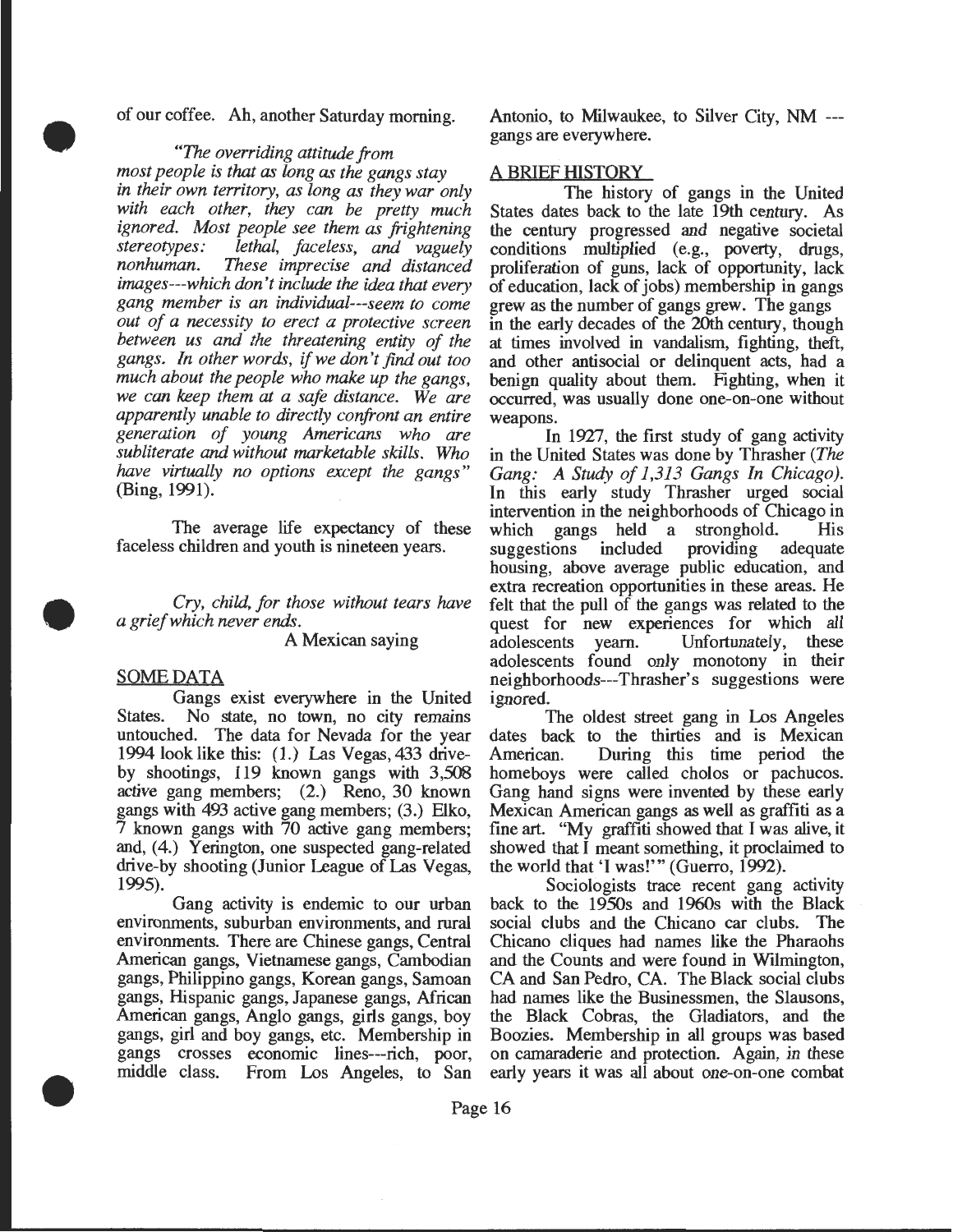of our coffee. Ah, another Saturday morning.

*"The overriding attitude from most people is that as long as the gangs stay in their own territory, as long as they war only with each other, they can be pretty much ignored. Most people see them as frightening stereotypes: lethal, faceless, and vaguely nonhuman. These imprecise and distanced images---which don't include the idea that every gang member is an individual---seem to come out of a necessity to erect a protective screen between us and the threatening entity of the gangs. In other words, if we don't find out too much about the people who make up the gangs, we can keep them at a safe distance. We are apparently unable to directly confront an entire generation of young Americans who are subliterate and without marketable skills. Who have virtually no options except the gangs"* (Bing, 1991).

The average life expectancy of these faceless children and youth is nineteen years.

*Cry, child, for those without tears have a grief which never ends.*

A Mexican saying

## SOME DATA

Gangs exist everywhere in the United States. No state, no town, no city remains untouched. The data for Nevada for the year 1994 look like this: (1.) Las Vegas, 433 drive-by shootings, 119 known gangs with 3,508 active gang members; (2.) Reno, 30 known gangs with 493 active gang members; (3.) Elko, 7 known gangs with 70 active gang members; and, (4.) Yerington, one suspected gang-related drive-by shooting (Junior League of Las Vegas, 1995).

Gang activity is endemic to our urban environments, suburban environments, and rural environments. There are Chinese gangs, Central American gangs, Vietnamese gangs, Cambodian gangs, Philippino gangs, Korean gangs, Samoan gangs, Hispanic gangs, Japanese gangs, African American gangs, Anglo gangs, girls gangs, boy gangs, girl and boy gangs, etc. Membership in gangs crosses economic lines---rich, poor, middle class. From Los Angeles, to San Antonio, to Milwaukee, to Silver City, NM --- gangs are everywhere.

## A BRIEF HISTORY

The history of gangs in the United States dates back to the late 19th century. As the century progressed and negative societal conditions multiplied (e.g., poverty, drugs, proliferation of guns, lack of opportunity, lack of education, lack of jobs) membership in gangs grew as the number of gangs grew. The gangs in the early decades of the 20th century, though at times involved in vandalism, fighting, theft, and other antisocial or delinquent acts, had a benign quality about them. Fighting, when it occurred, was usually done one-on-one without weapons.

In 1927, the first study of gang activity in the United States was done by Thrasher (*The Gang: A Study of 1,313 Gangs In Chicago*). In this early study Thrasher urged social intervention in the neighborhoods of Chicago in which gangs held a stronghold. His suggestions included providing adequate housing, above average public education, and extra recreation opportunities in these areas. He felt that the pull of the gangs was related to the quest for new experiences for which all adolescents yearn. Unfortunately, these adolescents found only monotony in their neighborhoods---Thrasher's suggestions were ignored.

The oldest street gang in Los Angeles dates back to the thirties and is Mexican American. During this time period the homeboys were called cholos or pachucos. Gang hand signs were invented by these early Mexican American gangs as well as graffiti as a fine art. "My graffiti showed that I was alive, it showed that I meant something, it proclaimed to the world that 'I was!'" (Guerro, 1992).

Sociologists trace recent gang activity back to the 1950s and 1960s with the Black social clubs and the Chicano car clubs. The Chicano cliques had names like the Pharaohs and the Counts and were found in Wilmington, CA and San Pedro, CA. The Black social clubs had names like the Businessmen, the Slausons, the Black Cobras, the Gladiators, and the Boozies. Membership in all groups was based on camaraderie and protection. Again, in these early years it was all about one-on-one combat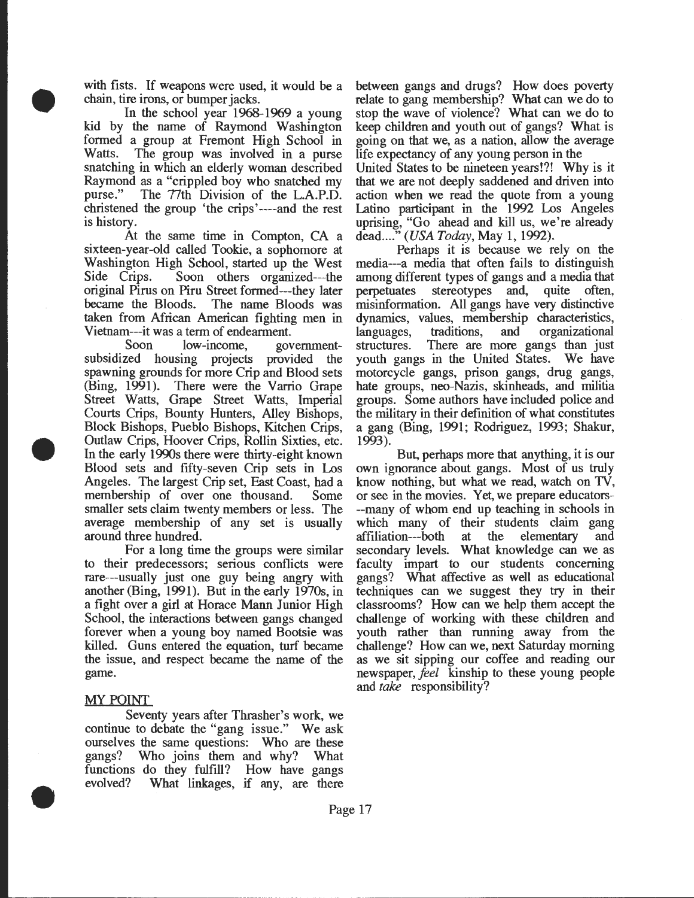with fists. If weapons were used, it would be a chain, tire irons, or bumper jacks.

In the school year 1968-1969 a young kid by the name of Raymond Washington formed a group at Fremont High School in Watts. The group was involved in a purse snatching in which an elderly woman described Raymond as a "crippled boy who snatched my purse." The 77th Division of the L.A.P.D. christened the group 'the crips'----and the rest is history.

At the same time in Compton, CA a sixteen-year-old called Tookie, a sophomore at Washington High School, started up the West Side Crips. Soon others organized---the original Pirus on Piru Street formed---they later became the Bloods. The name Bloods was taken from African American fighting men in Vietnam---it was a term of endearment.

Soon low-income, government-subsidized housing projects provided the spawning grounds for more Crip and Blood sets (Bing, 1991). There were the Varrio Grape Street Watts, Grape Street Watts, Imperial Courts Crips, Bounty Hunters, Alley Bishops, Block Bishops, Pueblo Bishops, Kitchen Crips, Outlaw Crips, Hoover Crips, Rollin Sixties, etc. In the early 1990s there were thirty-eight known Blood sets and fifty-seven Crip sets in Los Angeles. The largest Crip set, East Coast, had a membership of over one thousand. Some smaller sets claim twenty members or less. The average membership of any set is usually around three hundred.

For a long time the groups were similar to their predecessors; serious conflicts were rare---usually just one guy being angry with another (Bing, 1991). But in the early 1970s, in a fight over a girl at Horace Mann Junior High School, the interactions between gangs changed forever when a young boy named Bootsie was killed. Guns entered the equation, turf became the issue, and respect became the name of the game.

## MY POINT

Seventy years after Thrasher's work, we continue to debate the "gang issue." We ask ourselves the same questions: Who are these gangs? Who joins them and why? What functions do they fulfill? How have gangs evolved? What linkages, if any, are there between gangs and drugs? How does poverty relate to gang membership? What can we do to stop the wave of violence? What can we do to keep children and youth out of gangs? What is going on that we, as a nation, allow the average life expectancy of any young person in the United States to be nineteen years!?! Why is it that we are not deeply saddened and driven into action when we read the quote from a young Latino participant in the 1992 Los Angeles uprising, "Go ahead and kill us, we're already dead...." (*USA Today*, May 1, 1992).

Perhaps it is because we rely on the media---a media that often fails to distinguish among different types of gangs and a media that perpetuates stereotypes and, quite often, misinformation. All gangs have very distinctive dynamics, values, membership characteristics, languages, traditions, and organizational structures. There are more gangs than just youth gangs in the United States. We have motorcycle gangs, prison gangs, drug gangs, hate groups, neo-Nazis, skinheads, and militia groups. Some authors have included police and the military in their definition of what constitutes a gang (Bing, 1991; Rodriguez, 1993; Shakur, 1993).

But, perhaps more that anything, it is our own ignorance about gangs. Most of us truly know nothing, but what we read, watch on TV, or see in the movies. Yet, we prepare educators---many of whom end up teaching in schools in which many of their students claim gang affiliation---both at the elementary and secondary levels. What knowledge can we as faculty impart to our students concerning gangs? What affective as well as educational techniques can we suggest they try in their classrooms? How can we help them accept the challenge of working with these children and youth rather than running away from the challenge? How can we, next Saturday morning as we sit sipping our coffee and reading our newspaper, *feel* kinship to these young people and *take* responsibility?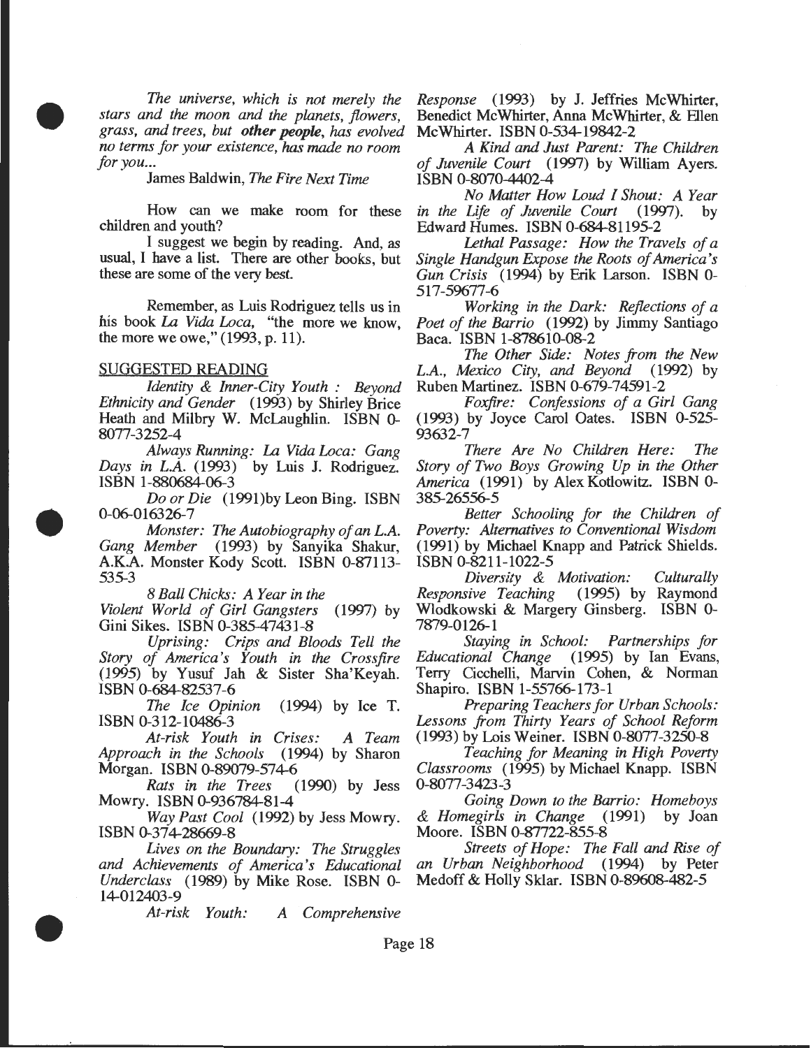*The universe, which is not merely the stars and the moon and the planets, flowers, grass, and trees, but* ***other people****, has evolved no terms for your existence,* ***has*** *made no room for you...*

James Baldwin, *The Fire Next Time*

How can we make room for these children and youth?

I suggest we begin by reading. And, as usual, I have a list. There are other books, but these are some of the very best.

Remember, as Luis Rodriguez tells us in his book *La Vida Loca*, "the more we know, the more we owe," (1993, p. 11).

## SUGGESTED READING

*Identity & Inner-City Youth : Beyond Ethnicity and Gender* (1993) by Shirley Brice Heath and Milbry W. McLaughlin. ISBN 0-8077-3252-4

*Always Running: La Vida Loca: Gang Days in L.A.* (1993) by Luis J. Rodriguez. ISBN 1-880684-06-3

*Do or Die* (1991)by Leon Bing. ISBN 0-06-016326-7

*Monster: The Autobiography of an L.A. Gang Member* (1993) by Sanyika Shakur, A.K.A. Monster Kody Scott. ISBN 0-87113-535-3

*8 Ball Chicks: A Year in the Violent World of Girl Gangsters* (1997) by Gini Sikes. ISBN 0-385-47431-8

*Uprising: Crips and Bloods Tell the Story of America's Youth in the Crossfire* (1995) by Yusuf Jah & Sister Sha'Keyah. ISBN 0-684-82537-6

*The Ice Opinion* (1994) by Ice T. ISBN 0-312-10486-3

*At-risk Youth in Crises: A Team Approach in the Schools* (1994) by Sharon Morgan. ISBN 0-89079-574-6

*Rats in the Trees* (1990) by Jess Mowry. ISBN 0-936784-81-4

*Way Past Cool* (1992) by Jess Mowry. ISBN 0-374-28669-8

*Lives on the Boundary: The Struggles and Achievements of America's Educational Underclass* (1989) by Mike Rose. ISBN 0-14-012403-9

*At-risk Youth: A Comprehensive Response* (1993) by J. Jeffries McWhirter, Benedict McWhirter, Anna McWhirter, & Ellen McWhirter. ISBN 0-534-19842-2

*A Kind and Just Parent: The Children of Juvenile Court* (1997) by William Ayers. ISBN 0-8070-4402-4

*No Matter How Loud I Shout: A Year in the Life of Juvenile Court* (1997). by Edward Humes. ISBN 0-684-81195-2

*Lethal Passage: How the Travels of a Single Handgun Expose the Roots of America's Gun Crisis* (1994) by Erik Larson. ISBN 0-517-59677-6

*Working in the Dark: Reflections of a Poet of the Barrio* (1992) by Jimmy Santiago Baca. ISBN 1-878610-08-2

*The Other Side: Notes from the New L.A., Mexico City, and Beyond* (1992) by Ruben Martinez. ISBN 0-679-74591-2

*Foxfire: Confessions of a Girl Gang* (1993) by Joyce Carol Oates. ISBN 0-525-93632-7

*There Are No Children Here: The Story of Two Boys Growing Up in the Other America* (1991) by Alex Kotlowitz. ISBN 0-385-26556-5

*Better Schooling for the Children of Poverty: Alternatives to Conventional Wisdom* (1991) by Michael Knapp and Patrick Shields. ISBN 0-8211-1022-5

*Diversity & Motivation: Culturally Responsive Teaching* (1995) by Raymond Wlodkowski & Margery Ginsberg. ISBN 0-7879-0126-1

*Staying in School: Partnerships for Educational Change* (1995) by Ian Evans, Terry Cicchelli, Marvin Cohen, & Norman Shapiro. ISBN 1-55766-173-1

*Preparing Teachers for Urban Schools: Lessons from Thirty Years of School Reform* (1993) by Lois Weiner. ISBN 0-8077-3250-8

*Teaching for Meaning in High Poverty Classrooms* (1995) by Michael Knapp. ISBN 0-8077-3423-3

*Going Down to the Barrio: Homeboys & Homegirls in Change* (1991) by Joan Moore. ISBN 0-87722-855-8

*Streets of Hope: The Fall and Rise of an Urban Neighborhood* (1994) by Peter Medoff & Holly Sklar. ISBN 0-89608-482-5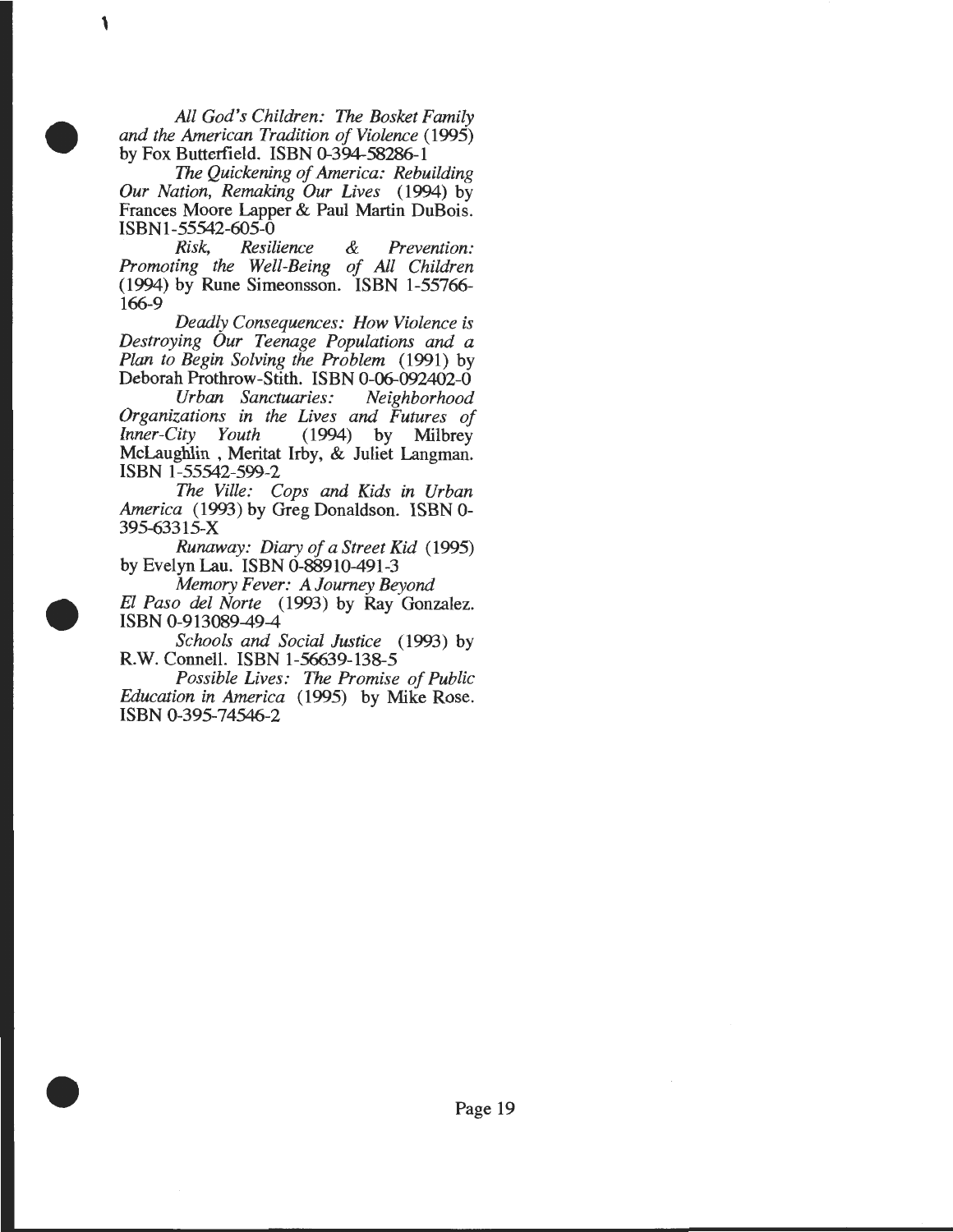*All God's Children: The Bosket Family and the American Tradition of Violence* (1995) by Fox Butterfield. ISBN 0-394-58286-1

*The Quickening of America: Rebuilding Our Nation, Remaking Our Lives* (1994) by Frances Moore Lapper & Paul Martin DuBois. ISBN1-55542-605-0

*Risk, Resilience & Prevention: Promoting the Well-Being of All Children* (1994) by Rune Simeonsson. ISBN 1-55766-166-9

*Deadly Consequences: How Violence is Destroying Our Teenage Populations and a Plan to Begin Solving the Problem* (1991) by Deborah Prothrow-Stith. ISBN 0-06-092402-0

*Urban Sanctuaries: Neighborhood Organizations in the Lives and Futures of Inner-City Youth* (1994) by Milbrey McLaughlin , Meritat Irby, & Juliet Langman. ISBN 1-55542-599-2

*The Ville: Cops and Kids in Urban America* (1993) by Greg Donaldson. ISBN 0-395-63315-X

*Runaway: Diary of a Street Kid* (1995) by Evelyn Lau. ISBN 0-88910-491-3

*Memory Fever: A Journey Beyond El Paso del Norte* (1993) by Ray Gonzalez. ISBN 0-913089-49-4

*Schools and Social Justice* (1993) by R.W. Connell. ISBN 1-56639-138-5

*Possible Lives: The Promise of Public Education in America* (1995) by Mike Rose. ISBN 0-395-74546-2